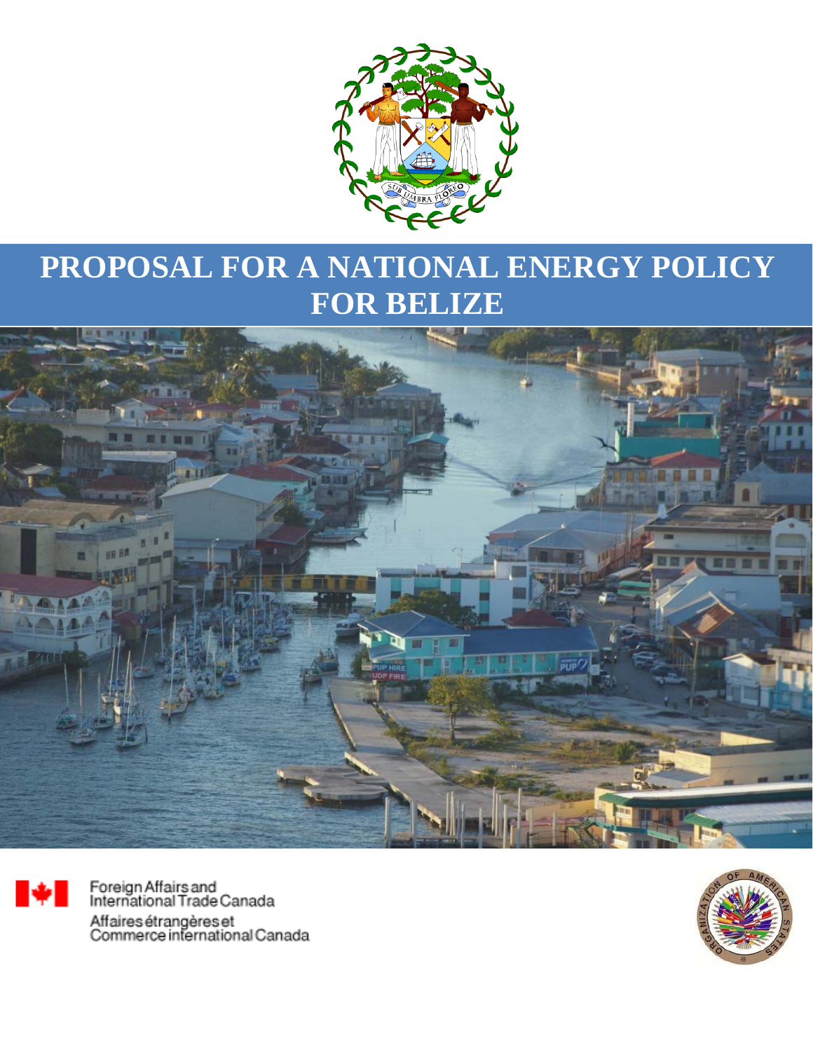# PROPOSAL FOR A NATIONAL ENERGY POLICY FOR BELIZE

Foreign Affairs and International Trade Canada

Affaires étrangères et Commerce international Canada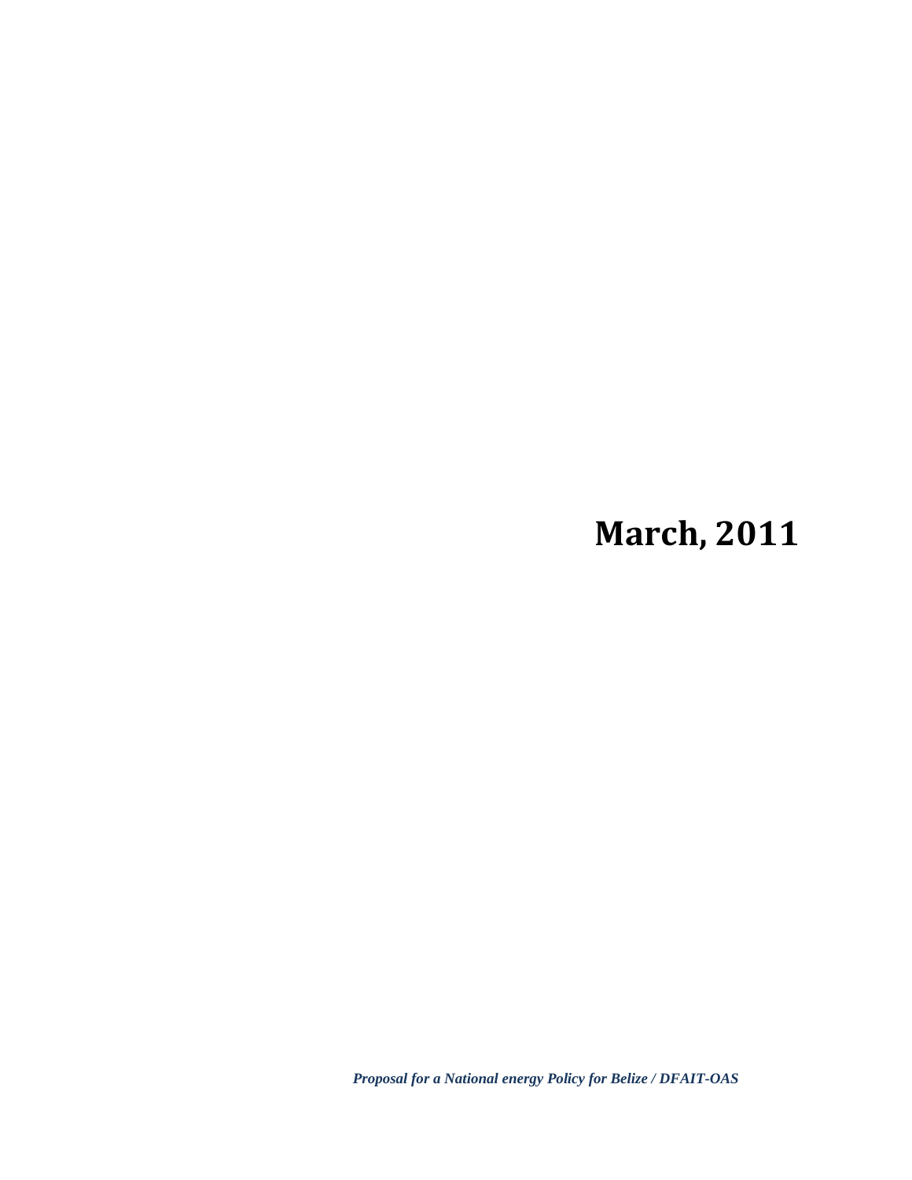**March, 2011**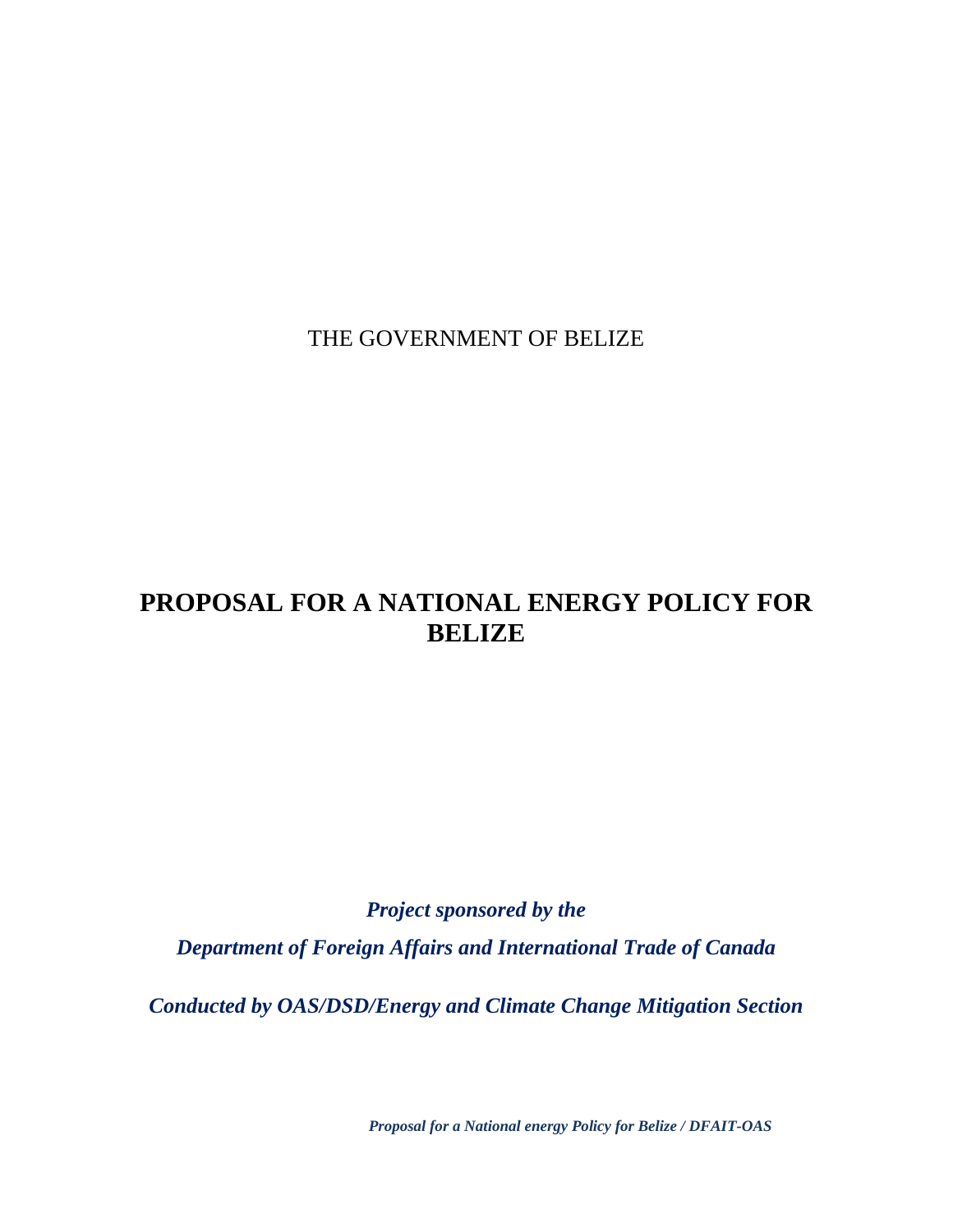THE GOVERNMENT OF BELIZE

# PROPOSAL FOR A NATIONAL ENERGY POLICY FOR BELIZE

***Project sponsored by the***

***Department of Foreign Affairs and International Trade of Canada***

***Conducted by OAS/DSD/Energy and Climate Change Mitigation Section***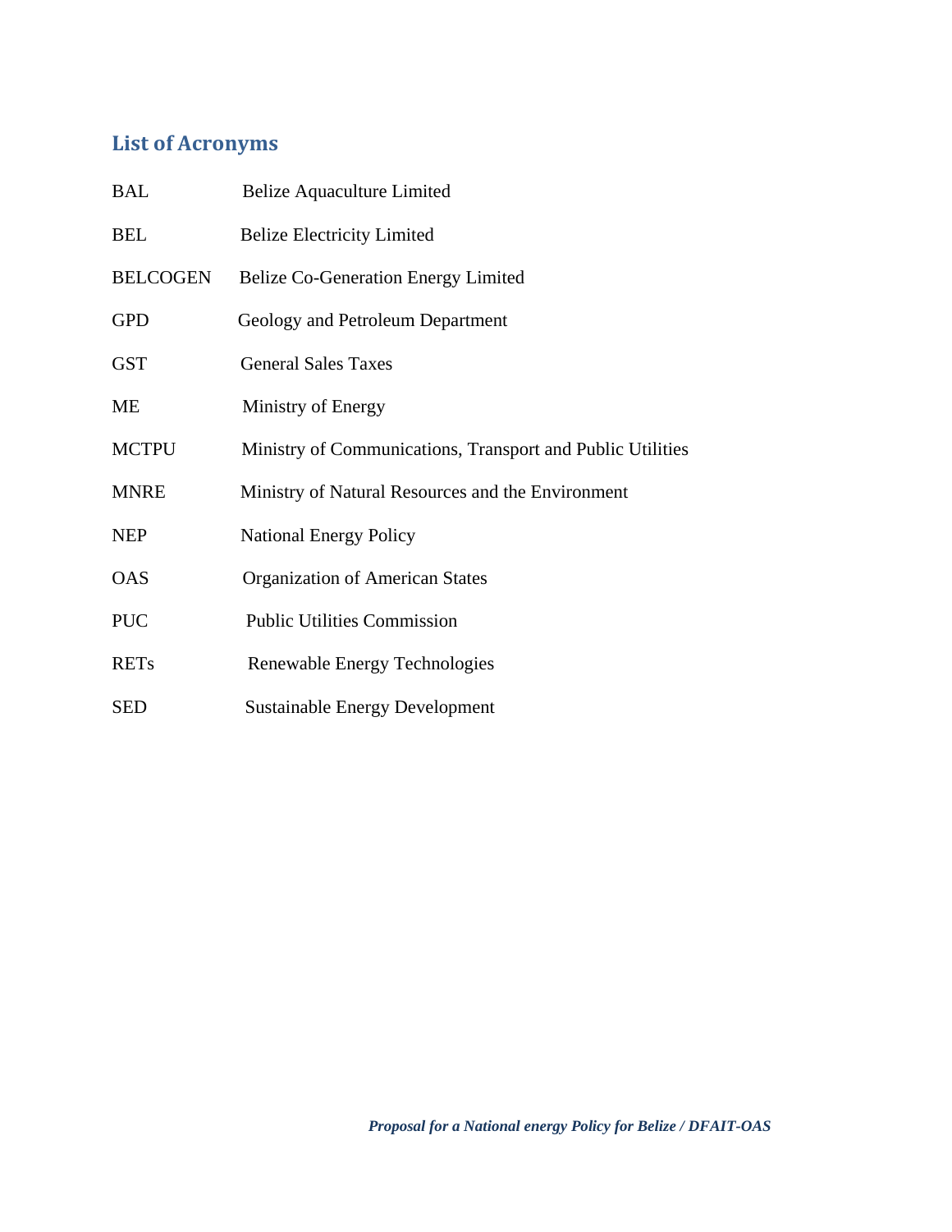## List of Acronyms

| | |
|---|---|
| BAL | Belize Aquaculture Limited |
| BEL | Belize Electricity Limited |
| BELCOGEN | Belize Co-Generation Energy Limited |
| GPD | Geology and Petroleum Department |
| GST | General Sales Taxes |
| ME | Ministry of Energy |
| MCTPU | Ministry of Communications, Transport and Public Utilities |
| MNRE | Ministry of Natural Resources and the Environment |
| NEP | National Energy Policy |
| OAS | Organization of American States |
| PUC | Public Utilities Commission |
| RETs | Renewable Energy Technologies |
| SED | Sustainable Energy Development |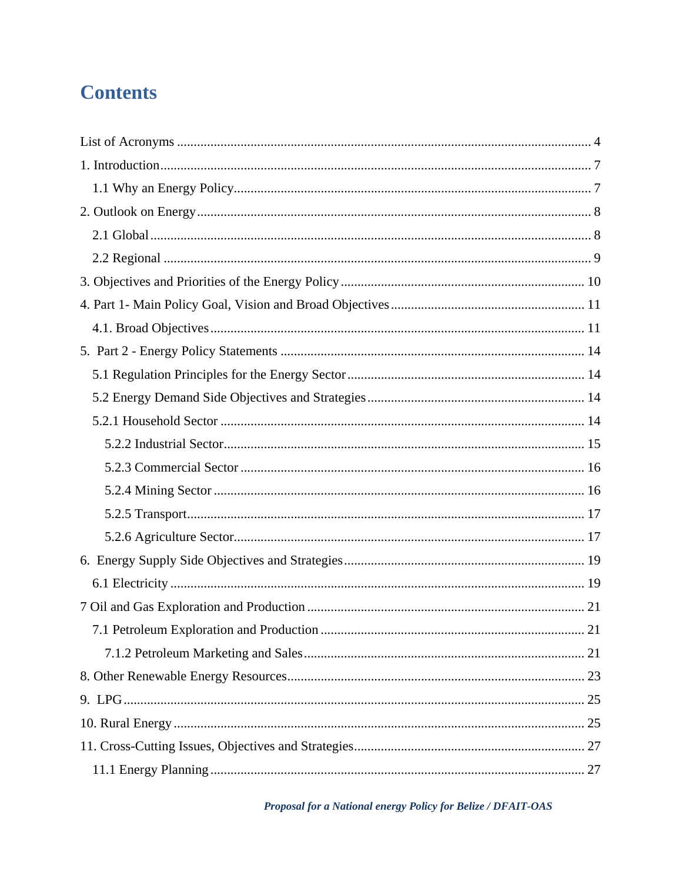# Contents

List of Acronyms ..... 4

1. Introduction ..... 7
   - 1.1 Why an Energy Policy ..... 7

2. Outlook on Energy ..... 8
   - 2.1 Global ..... 8
   - 2.2 Regional ..... 9

3. Objectives and Priorities of the Energy Policy ..... 10

4. Part 1- Main Policy Goal, Vision and Broad Objectives ..... 11
   - 4.1. Broad Objectives ..... 11

5. Part 2 - Energy Policy Statements ..... 14
   - 5.1 Regulation Principles for the Energy Sector ..... 14
   - 5.2 Energy Demand Side Objectives and Strategies ..... 14
   - 5.2.1 Household Sector ..... 14
     - 5.2.2 Industrial Sector ..... 15
     - 5.2.3 Commercial Sector ..... 16
     - 5.2.4 Mining Sector ..... 16
     - 5.2.5 Transport ..... 17
     - 5.2.6 Agriculture Sector ..... 17

6. Energy Supply Side Objectives and Strategies ..... 19
   - 6.1 Electricity ..... 19

7 Oil and Gas Exploration and Production ..... 21
   - 7.1 Petroleum Exploration and Production ..... 21
     - 7.1.2 Petroleum Marketing and Sales ..... 21

8. Other Renewable Energy Resources ..... 23

9. LPG ..... 25

10. Rural Energy ..... 25

11. Cross-Cutting Issues, Objectives and Strategies ..... 27
   - 11.1 Energy Planning ..... 27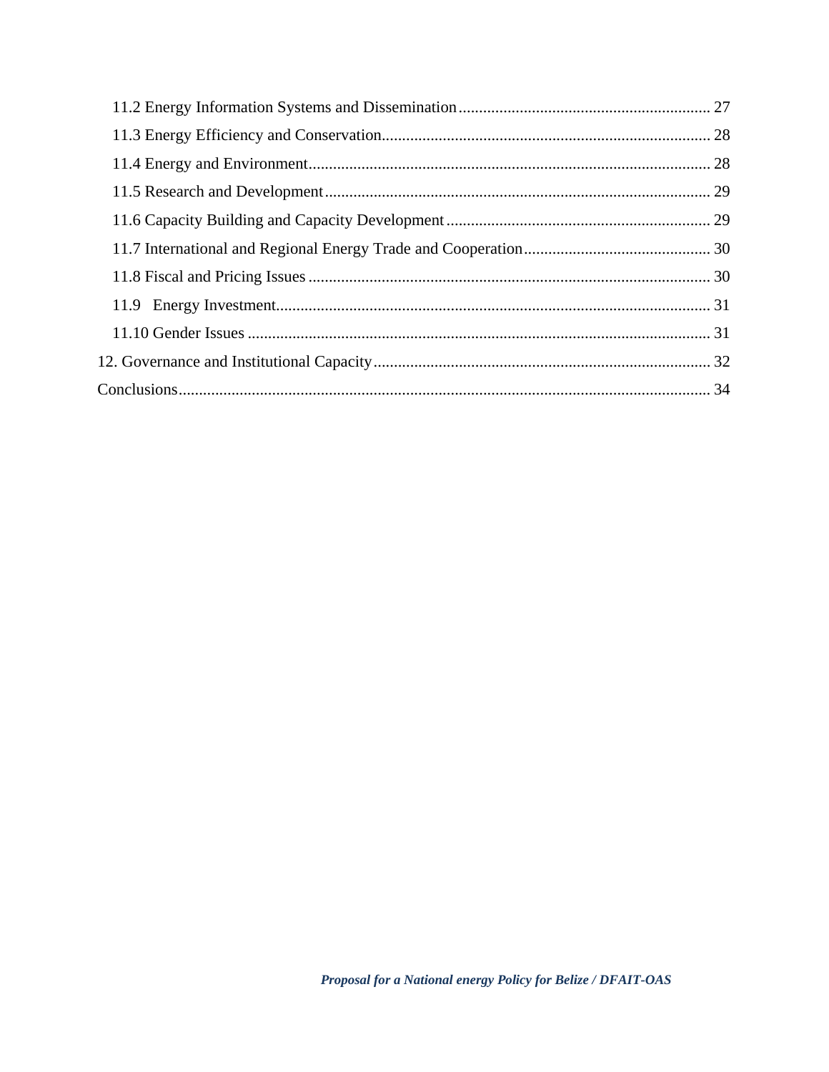11.2 Energy Information Systems and Dissemination ........ 27
11.3 Energy Efficiency and Conservation ........ 28
11.4 Energy and Environment ........ 28
11.5 Research and Development ........ 29
11.6 Capacity Building and Capacity Development ........ 29
11.7 International and Regional Energy Trade and Cooperation ........ 30
11.8 Fiscal and Pricing Issues ........ 30
11.9 Energy Investment ........ 31
11.10 Gender Issues ........ 31
12. Governance and Institutional Capacity ........ 32
Conclusions ........ 34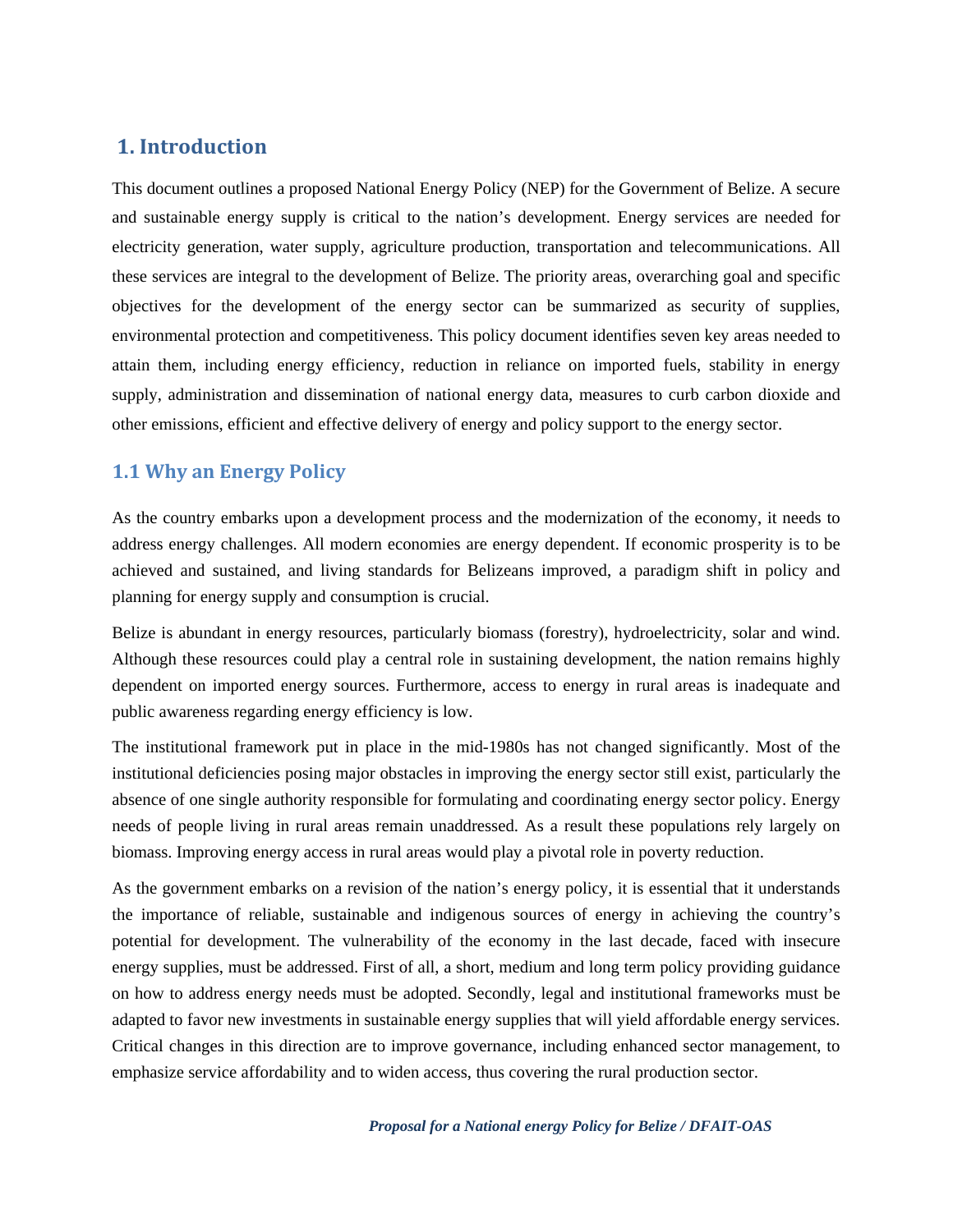# 1. Introduction

This document outlines a proposed National Energy Policy (NEP) for the Government of Belize. A secure and sustainable energy supply is critical to the nation's development. Energy services are needed for electricity generation, water supply, agriculture production, transportation and telecommunications. All these services are integral to the development of Belize. The priority areas, overarching goal and specific objectives for the development of the energy sector can be summarized as security of supplies, environmental protection and competitiveness. This policy document identifies seven key areas needed to attain them, including energy efficiency, reduction in reliance on imported fuels, stability in energy supply, administration and dissemination of national energy data, measures to curb carbon dioxide and other emissions, efficient and effective delivery of energy and policy support to the energy sector.

## 1.1 Why an Energy Policy

As the country embarks upon a development process and the modernization of the economy, it needs to address energy challenges. All modern economies are energy dependent. If economic prosperity is to be achieved and sustained, and living standards for Belizeans improved, a paradigm shift in policy and planning for energy supply and consumption is crucial.

Belize is abundant in energy resources, particularly biomass (forestry), hydroelectricity, solar and wind. Although these resources could play a central role in sustaining development, the nation remains highly dependent on imported energy sources. Furthermore, access to energy in rural areas is inadequate and public awareness regarding energy efficiency is low.

The institutional framework put in place in the mid-1980s has not changed significantly. Most of the institutional deficiencies posing major obstacles in improving the energy sector still exist, particularly the absence of one single authority responsible for formulating and coordinating energy sector policy. Energy needs of people living in rural areas remain unaddressed. As a result these populations rely largely on biomass. Improving energy access in rural areas would play a pivotal role in poverty reduction.

As the government embarks on a revision of the nation's energy policy, it is essential that it understands the importance of reliable, sustainable and indigenous sources of energy in achieving the country's potential for development. The vulnerability of the economy in the last decade, faced with insecure energy supplies, must be addressed. First of all, a short, medium and long term policy providing guidance on how to address energy needs must be adopted. Secondly, legal and institutional frameworks must be adapted to favor new investments in sustainable energy supplies that will yield affordable energy services. Critical changes in this direction are to improve governance, including enhanced sector management, to emphasize service affordability and to widen access, thus covering the rural production sector.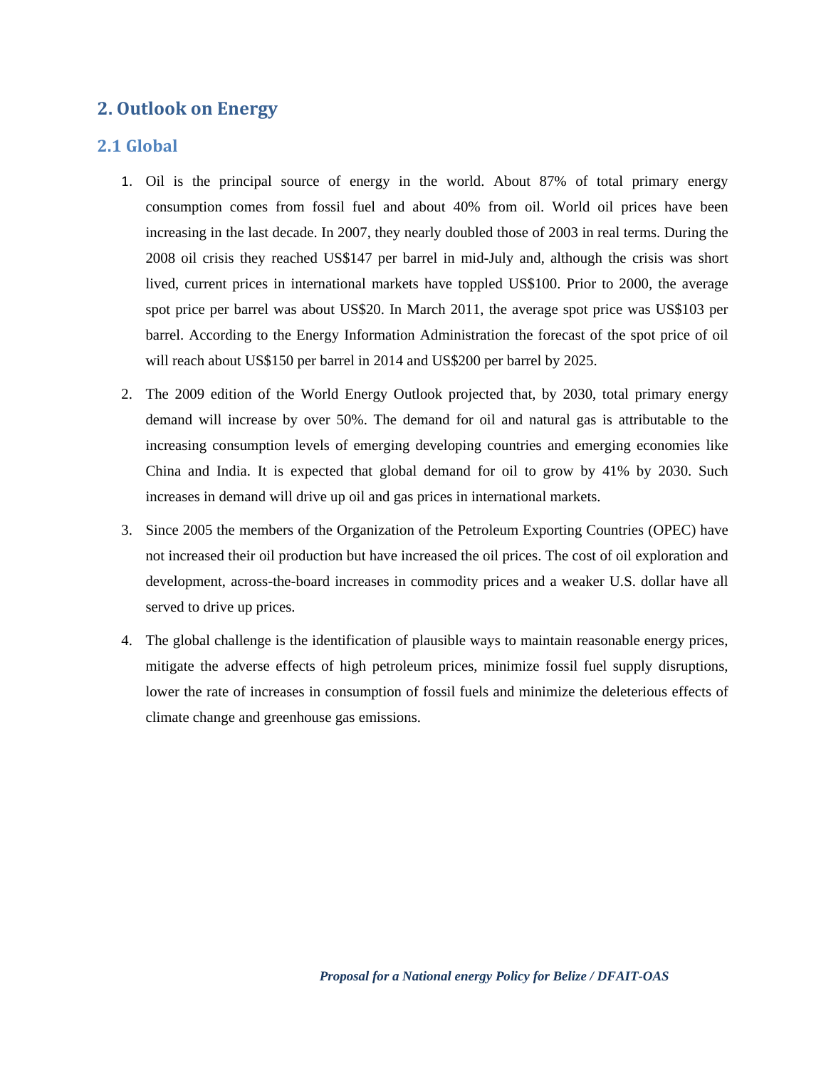## 2. Outlook on Energy

### 2.1 Global

1. Oil is the principal source of energy in the world. About 87% of total primary energy consumption comes from fossil fuel and about 40% from oil. World oil prices have been increasing in the last decade. In 2007, they nearly doubled those of 2003 in real terms. During the 2008 oil crisis they reached US$147 per barrel in mid-July and, although the crisis was short lived, current prices in international markets have toppled US$100. Prior to 2000, the average spot price per barrel was about US$20. In March 2011, the average spot price was US$103 per barrel. According to the Energy Information Administration the forecast of the spot price of oil will reach about US$150 per barrel in 2014 and US$200 per barrel by 2025.

2. The 2009 edition of the World Energy Outlook projected that, by 2030, total primary energy demand will increase by over 50%. The demand for oil and natural gas is attributable to the increasing consumption levels of emerging developing countries and emerging economies like China and India. It is expected that global demand for oil to grow by 41% by 2030. Such increases in demand will drive up oil and gas prices in international markets.

3. Since 2005 the members of the Organization of the Petroleum Exporting Countries (OPEC) have not increased their oil production but have increased the oil prices. The cost of oil exploration and development, across-the-board increases in commodity prices and a weaker U.S. dollar have all served to drive up prices.

4. The global challenge is the identification of plausible ways to maintain reasonable energy prices, mitigate the adverse effects of high petroleum prices, minimize fossil fuel supply disruptions, lower the rate of increases in consumption of fossil fuels and minimize the deleterious effects of climate change and greenhouse gas emissions.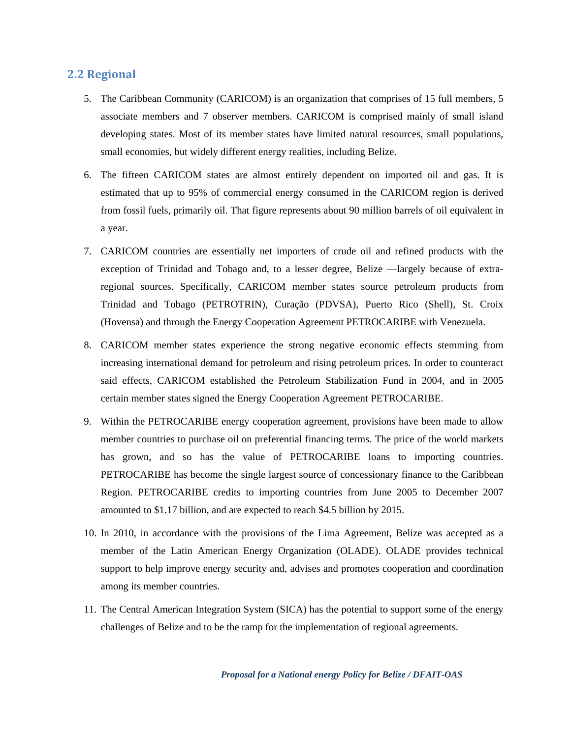## 2.2 Regional

5. The Caribbean Community (CARICOM) is an organization that comprises of 15 full members, 5 associate members and 7 observer members. CARICOM is comprised mainly of small island developing states. Most of its member states have limited natural resources, small populations, small economies, but widely different energy realities, including Belize.

6. The fifteen CARICOM states are almost entirely dependent on imported oil and gas. It is estimated that up to 95% of commercial energy consumed in the CARICOM region is derived from fossil fuels, primarily oil. That figure represents about 90 million barrels of oil equivalent in a year.

7. CARICOM countries are essentially net importers of crude oil and refined products with the exception of Trinidad and Tobago and, to a lesser degree, Belize —largely because of extra-regional sources. Specifically, CARICOM member states source petroleum products from Trinidad and Tobago (PETROTRIN), Curaçāo (PDVSA), Puerto Rico (Shell), St. Croix (Hovensa) and through the Energy Cooperation Agreement PETROCARIBE with Venezuela.

8. CARICOM member states experience the strong negative economic effects stemming from increasing international demand for petroleum and rising petroleum prices. In order to counteract said effects, CARICOM established the Petroleum Stabilization Fund in 2004, and in 2005 certain member states signed the Energy Cooperation Agreement PETROCARIBE.

9. Within the PETROCARIBE energy cooperation agreement, provisions have been made to allow member countries to purchase oil on preferential financing terms. The price of the world markets has grown, and so has the value of PETROCARIBE loans to importing countries. PETROCARIBE has become the single largest source of concessionary finance to the Caribbean Region. PETROCARIBE credits to importing countries from June 2005 to December 2007 amounted to $1.17 billion, and are expected to reach $4.5 billion by 2015.

10. In 2010, in accordance with the provisions of the Lima Agreement, Belize was accepted as a member of the Latin American Energy Organization (OLADE). OLADE provides technical support to help improve energy security and, advises and promotes cooperation and coordination among its member countries.

11. The Central American Integration System (SICA) has the potential to support some of the energy challenges of Belize and to be the ramp for the implementation of regional agreements.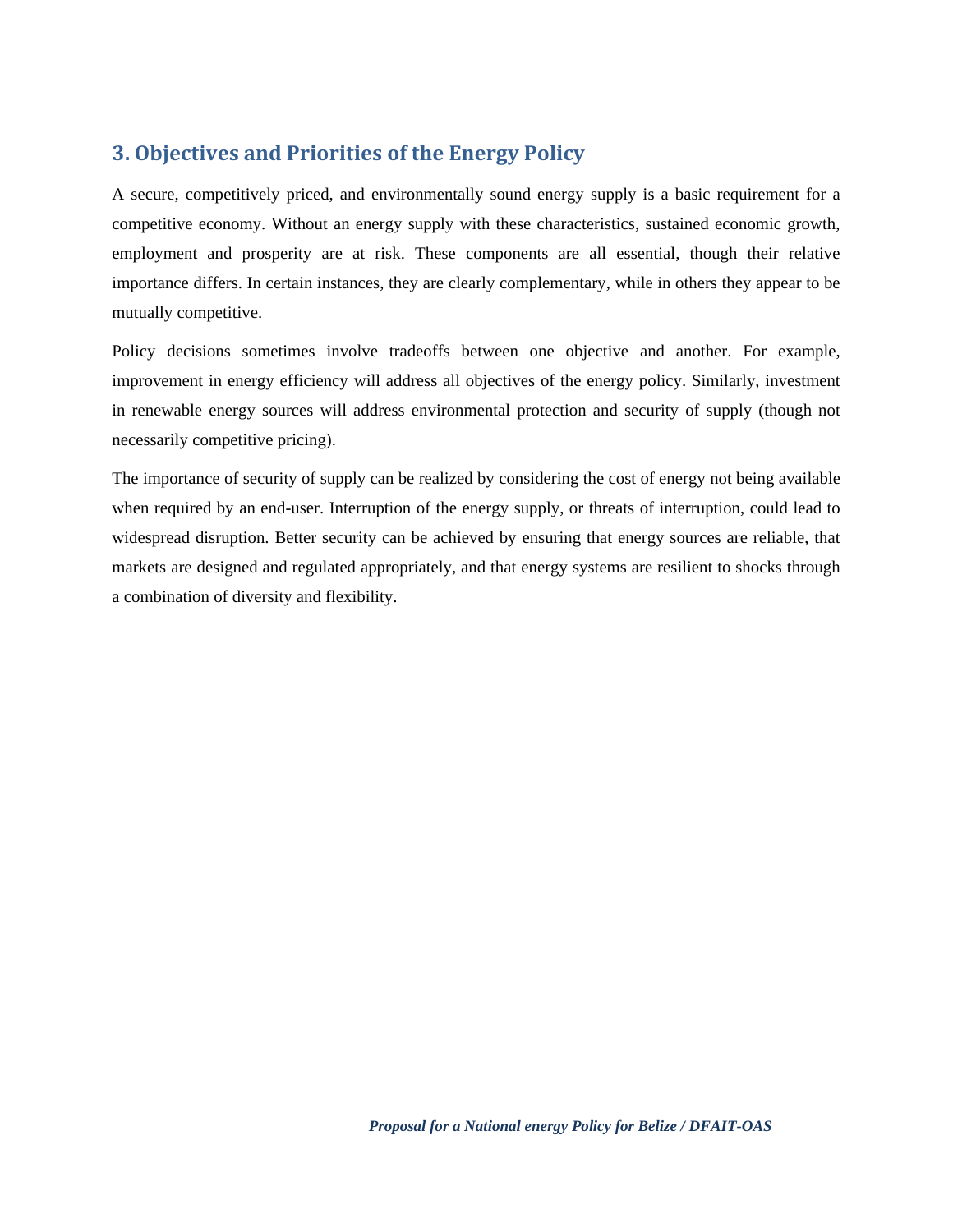## 3. Objectives and Priorities of the Energy Policy

A secure, competitively priced, and environmentally sound energy supply is a basic requirement for a competitive economy. Without an energy supply with these characteristics, sustained economic growth, employment and prosperity are at risk. These components are all essential, though their relative importance differs. In certain instances, they are clearly complementary, while in others they appear to be mutually competitive.

Policy decisions sometimes involve tradeoffs between one objective and another. For example, improvement in energy efficiency will address all objectives of the energy policy. Similarly, investment in renewable energy sources will address environmental protection and security of supply (though not necessarily competitive pricing).

The importance of security of supply can be realized by considering the cost of energy not being available when required by an end-user. Interruption of the energy supply, or threats of interruption, could lead to widespread disruption. Better security can be achieved by ensuring that energy sources are reliable, that markets are designed and regulated appropriately, and that energy systems are resilient to shocks through a combination of diversity and flexibility.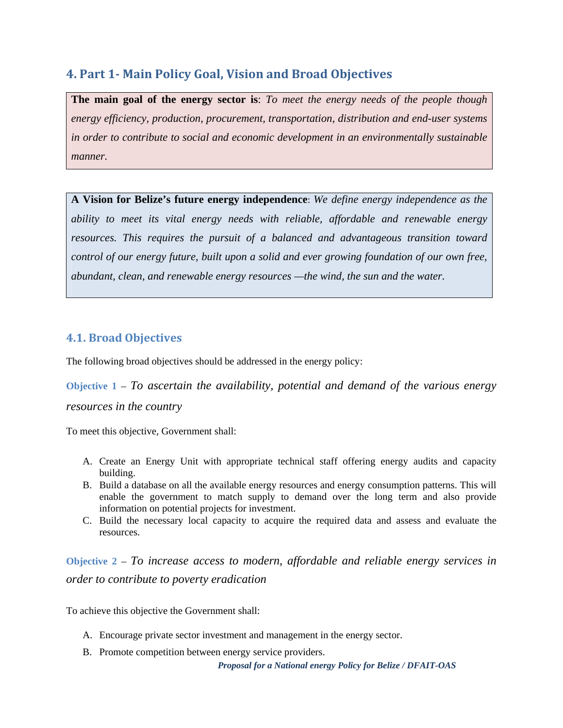## 4. Part 1- Main Policy Goal, Vision and Broad Objectives

**The main goal of the energy sector is**: *To meet the energy needs of the people though energy efficiency, production, procurement, transportation, distribution and end-user systems in order to contribute to social and economic development in an environmentally sustainable manner.*

**A Vision for Belize's future energy independence**: *We define energy independence as the ability to meet its vital energy needs with reliable, affordable and renewable energy resources. This requires the pursuit of a balanced and advantageous transition toward control of our energy future, built upon a solid and ever growing foundation of our own free, abundant, clean, and renewable energy resources —the wind, the sun and the water.*

### 4.1. Broad Objectives

The following broad objectives should be addressed in the energy policy:

**Objective 1** – *To ascertain the availability, potential and demand of the various energy resources in the country*

To meet this objective, Government shall:

A. Create an Energy Unit with appropriate technical staff offering energy audits and capacity building.
B. Build a database on all the available energy resources and energy consumption patterns. This will enable the government to match supply to demand over the long term and also provide information on potential projects for investment.
C. Build the necessary local capacity to acquire the required data and assess and evaluate the resources.

**Objective 2** – *To increase access to modern, affordable and reliable energy services in order to contribute to poverty eradication*

To achieve this objective the Government shall:

A. Encourage private sector investment and management in the energy sector.
B. Promote competition between energy service providers.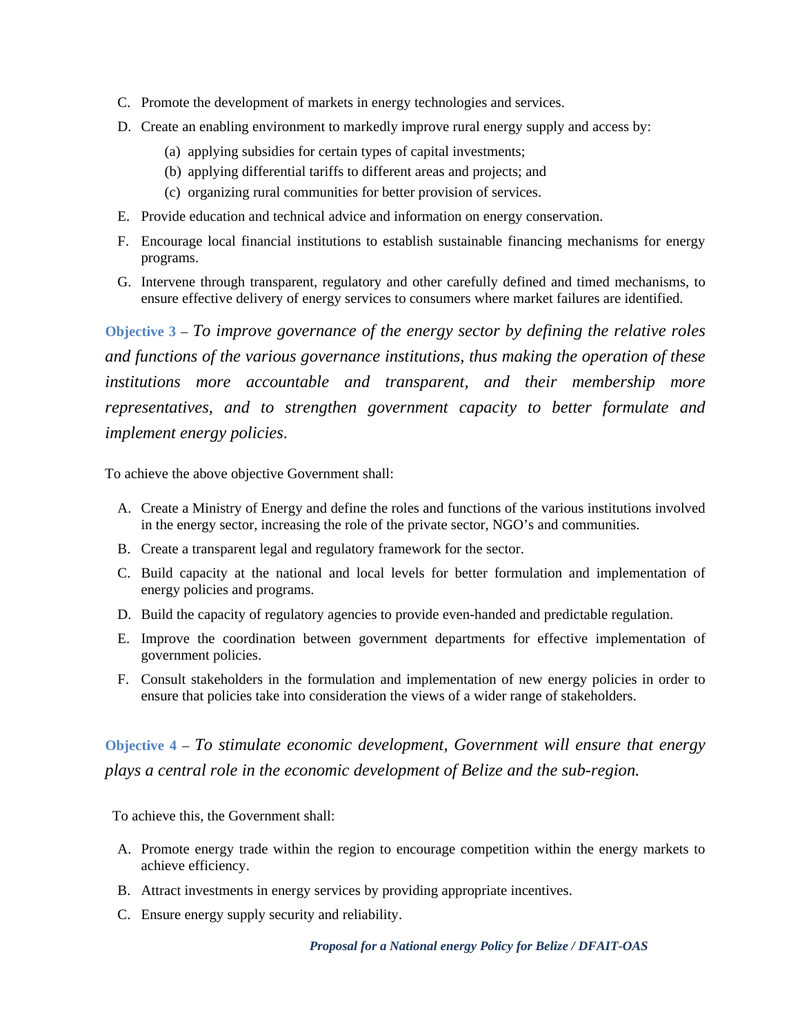C. Promote the development of markets in energy technologies and services.

D. Create an enabling environment to markedly improve rural energy supply and access by:

   (a) applying subsidies for certain types of capital investments;

   (b) applying differential tariffs to different areas and projects; and

   (c) organizing rural communities for better provision of services.

E. Provide education and technical advice and information on energy conservation.

F. Encourage local financial institutions to establish sustainable financing mechanisms for energy programs.

G. Intervene through transparent, regulatory and other carefully defined and timed mechanisms, to ensure effective delivery of energy services to consumers where market failures are identified.

**Objective 3** – *To improve governance of the energy sector by defining the relative roles and functions of the various governance institutions, thus making the operation of these institutions more accountable and transparent, and their membership more representatives, and to strengthen government capacity to better formulate and implement energy policies.*

To achieve the above objective Government shall:

A. Create a Ministry of Energy and define the roles and functions of the various institutions involved in the energy sector, increasing the role of the private sector, NGO's and communities.

B. Create a transparent legal and regulatory framework for the sector.

C. Build capacity at the national and local levels for better formulation and implementation of energy policies and programs.

D. Build the capacity of regulatory agencies to provide even-handed and predictable regulation.

E. Improve the coordination between government departments for effective implementation of government policies.

F. Consult stakeholders in the formulation and implementation of new energy policies in order to ensure that policies take into consideration the views of a wider range of stakeholders.

**Objective 4** – *To stimulate economic development, Government will ensure that energy plays a central role in the economic development of Belize and the sub-region.*

To achieve this, the Government shall:

A. Promote energy trade within the region to encourage competition within the energy markets to achieve efficiency.

B. Attract investments in energy services by providing appropriate incentives.

C. Ensure energy supply security and reliability.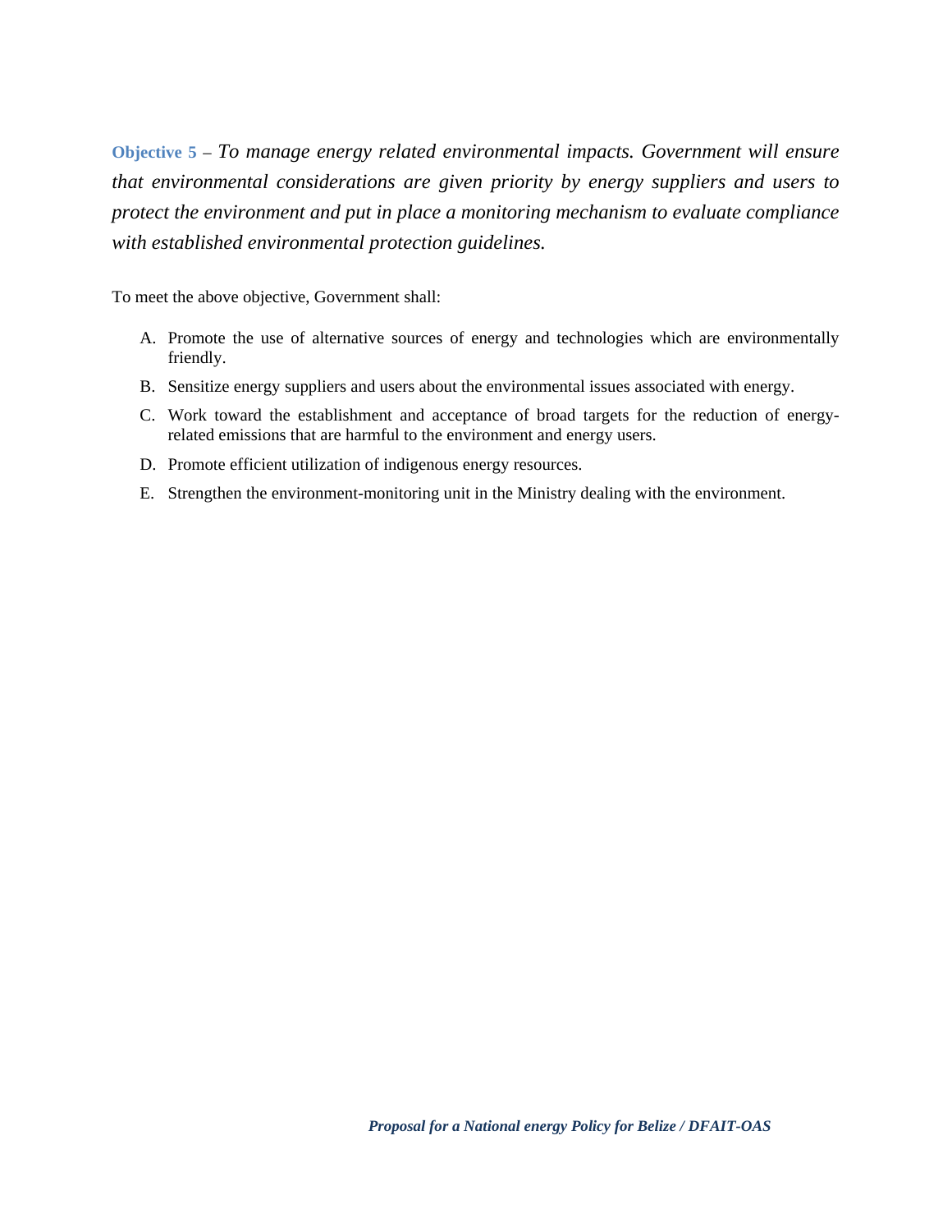**Objective 5** – *To manage energy related environmental impacts. Government will ensure that environmental considerations are given priority by energy suppliers and users to protect the environment and put in place a monitoring mechanism to evaluate compliance with established environmental protection guidelines.*

To meet the above objective, Government shall:

A. Promote the use of alternative sources of energy and technologies which are environmentally friendly.

B. Sensitize energy suppliers and users about the environmental issues associated with energy.

C. Work toward the establishment and acceptance of broad targets for the reduction of energy-related emissions that are harmful to the environment and energy users.

D. Promote efficient utilization of indigenous energy resources.

E. Strengthen the environment-monitoring unit in the Ministry dealing with the environment.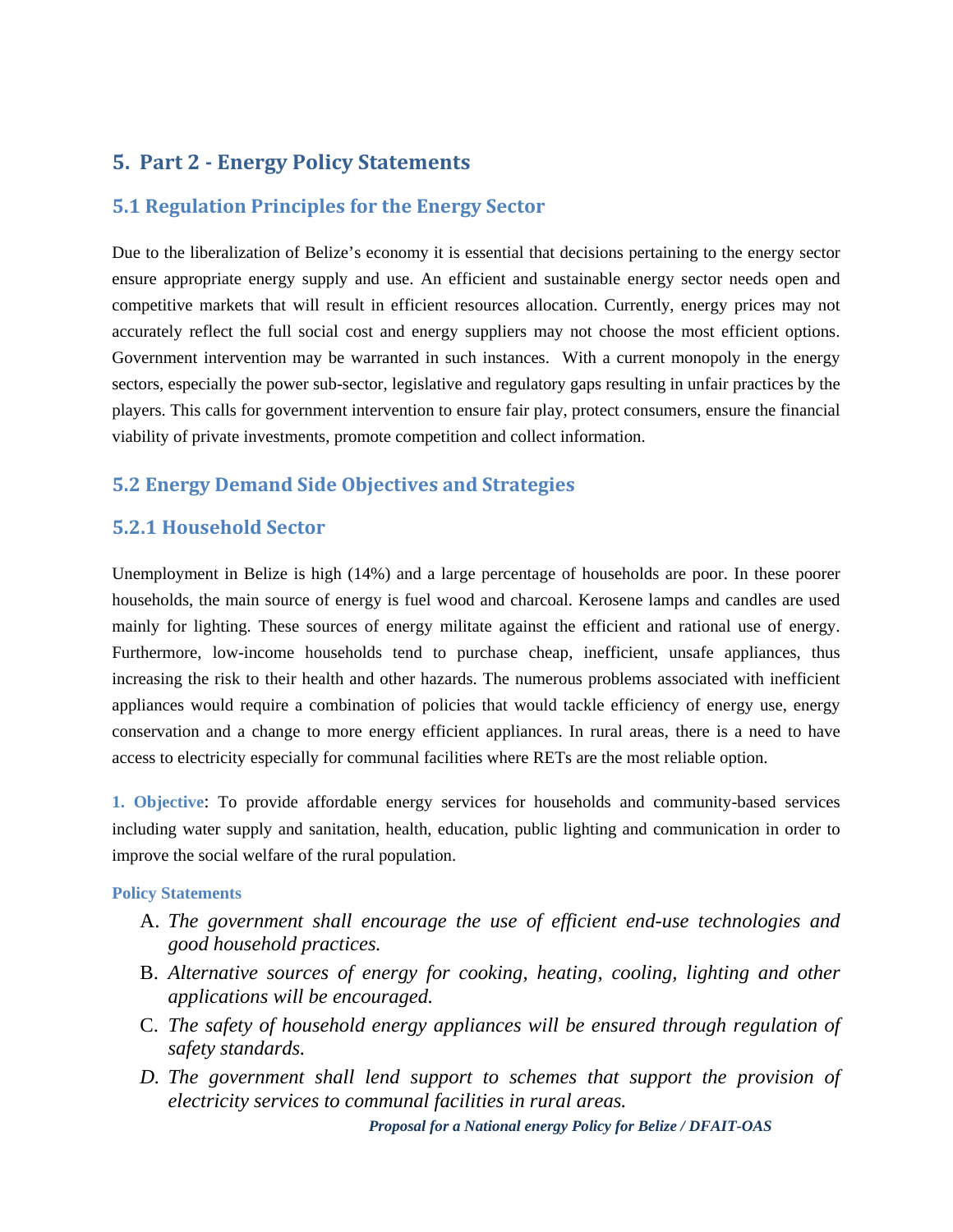# 5. Part 2 - Energy Policy Statements

## 5.1 Regulation Principles for the Energy Sector

Due to the liberalization of Belize's economy it is essential that decisions pertaining to the energy sector ensure appropriate energy supply and use. An efficient and sustainable energy sector needs open and competitive markets that will result in efficient resources allocation. Currently, energy prices may not accurately reflect the full social cost and energy suppliers may not choose the most efficient options. Government intervention may be warranted in such instances. With a current monopoly in the energy sectors, especially the power sub-sector, legislative and regulatory gaps resulting in unfair practices by the players. This calls for government intervention to ensure fair play, protect consumers, ensure the financial viability of private investments, promote competition and collect information.

## 5.2 Energy Demand Side Objectives and Strategies

### 5.2.1 Household Sector

Unemployment in Belize is high (14%) and a large percentage of households are poor. In these poorer households, the main source of energy is fuel wood and charcoal. Kerosene lamps and candles are used mainly for lighting. These sources of energy militate against the efficient and rational use of energy. Furthermore, low-income households tend to purchase cheap, inefficient, unsafe appliances, thus increasing the risk to their health and other hazards. The numerous problems associated with inefficient appliances would require a combination of policies that would tackle efficiency of energy use, energy conservation and a change to more energy efficient appliances. In rural areas, there is a need to have access to electricity especially for communal facilities where RETs are the most reliable option.

**1. Objective**: To provide affordable energy services for households and community-based services including water supply and sanitation, health, education, public lighting and communication in order to improve the social welfare of the rural population.

**Policy Statements**

A. *The government shall encourage the use of efficient end-use technologies and good household practices.*

B. *Alternative sources of energy for cooking, heating, cooling, lighting and other applications will be encouraged.*

C. *The safety of household energy appliances will be ensured through regulation of safety standards.*

D. *The government shall lend support to schemes that support the provision of electricity services to communal facilities in rural areas.*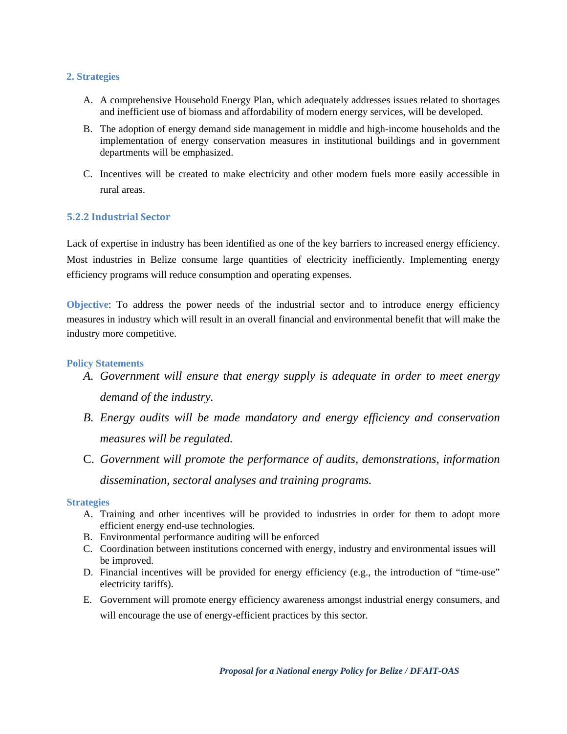**2. Strategies**

A. A comprehensive Household Energy Plan, which adequately addresses issues related to shortages and inefficient use of biomass and affordability of modern energy services, will be developed.

B. The adoption of energy demand side management in middle and high-income households and the implementation of energy conservation measures in institutional buildings and in government departments will be emphasized.

C. Incentives will be created to make electricity and other modern fuels more easily accessible in rural areas.

### 5.2.2 Industrial Sector

Lack of expertise in industry has been identified as one of the key barriers to increased energy efficiency. Most industries in Belize consume large quantities of electricity inefficiently. Implementing energy efficiency programs will reduce consumption and operating expenses.

**Objective**: To address the power needs of the industrial sector and to introduce energy efficiency measures in industry which will result in an overall financial and environmental benefit that will make the industry more competitive.

**Policy Statements**

A. *Government will ensure that energy supply is adequate in order to meet energy demand of the industry.*

B. *Energy audits will be made mandatory and energy efficiency and conservation measures will be regulated.*

C. *Government will promote the performance of audits, demonstrations, information dissemination, sectoral analyses and training programs.*

**Strategies**

A. Training and other incentives will be provided to industries in order for them to adopt more efficient energy end-use technologies.
B. Environmental performance auditing will be enforced
C. Coordination between institutions concerned with energy, industry and environmental issues will be improved.
D. Financial incentives will be provided for energy efficiency (e.g., the introduction of "time-use" electricity tariffs).
E. Government will promote energy efficiency awareness amongst industrial energy consumers, and will encourage the use of energy-efficient practices by this sector.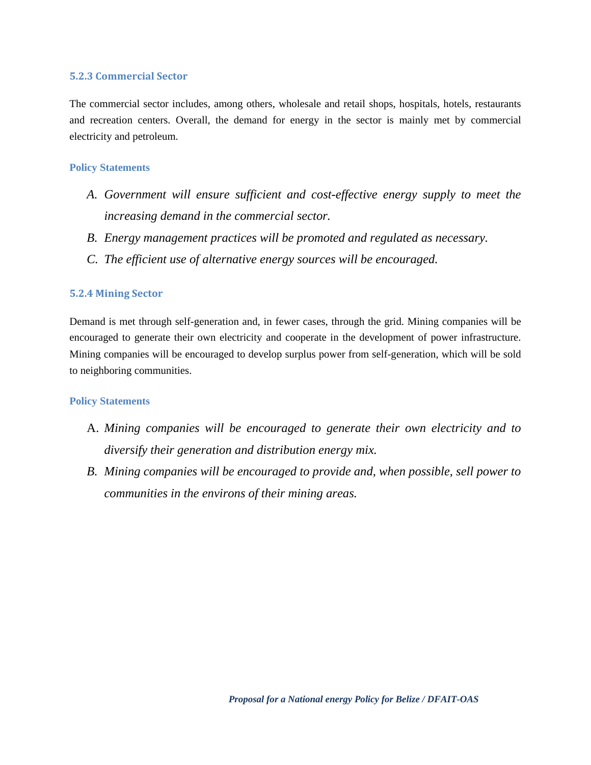### 5.2.3 Commercial Sector

The commercial sector includes, among others, wholesale and retail shops, hospitals, hotels, restaurants and recreation centers. Overall, the demand for energy in the sector is mainly met by commercial electricity and petroleum.

#### Policy Statements

A. *Government will ensure sufficient and cost-effective energy supply to meet the increasing demand in the commercial sector.*
B. *Energy management practices will be promoted and regulated as necessary.*
C. *The efficient use of alternative energy sources will be encouraged.*

### 5.2.4 Mining Sector

Demand is met through self-generation and, in fewer cases, through the grid. Mining companies will be encouraged to generate their own electricity and cooperate in the development of power infrastructure. Mining companies will be encouraged to develop surplus power from self-generation, which will be sold to neighboring communities.

#### Policy Statements

A. *Mining companies will be encouraged to generate their own electricity and to diversify their generation and distribution energy mix.*
B. *Mining companies will be encouraged to provide and, when possible, sell power to communities in the environs of their mining areas.*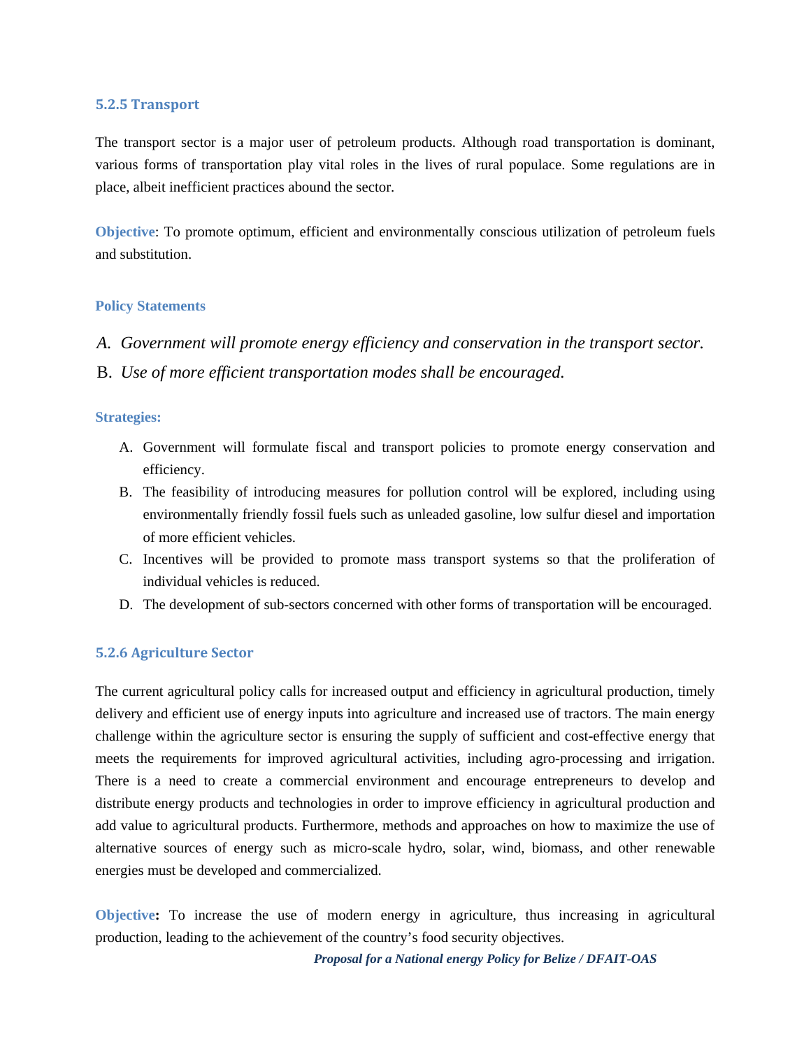### 5.2.5 Transport

The transport sector is a major user of petroleum products. Although road transportation is dominant, various forms of transportation play vital roles in the lives of rural populace. Some regulations are in place, albeit inefficient practices abound the sector.

**Objective**: To promote optimum, efficient and environmentally conscious utilization of petroleum fuels and substitution.

**Policy Statements**

A. *Government will promote energy efficiency and conservation in the transport sector.*
B. *Use of more efficient transportation modes shall be encouraged.*

**Strategies:**

A. Government will formulate fiscal and transport policies to promote energy conservation and efficiency.
B. The feasibility of introducing measures for pollution control will be explored, including using environmentally friendly fossil fuels such as unleaded gasoline, low sulfur diesel and importation of more efficient vehicles.
C. Incentives will be provided to promote mass transport systems so that the proliferation of individual vehicles is reduced.
D. The development of sub-sectors concerned with other forms of transportation will be encouraged.

### 5.2.6 Agriculture Sector

The current agricultural policy calls for increased output and efficiency in agricultural production, timely delivery and efficient use of energy inputs into agriculture and increased use of tractors. The main energy challenge within the agriculture sector is ensuring the supply of sufficient and cost-effective energy that meets the requirements for improved agricultural activities, including agro-processing and irrigation. There is a need to create a commercial environment and encourage entrepreneurs to develop and distribute energy products and technologies in order to improve efficiency in agricultural production and add value to agricultural products. Furthermore, methods and approaches on how to maximize the use of alternative sources of energy such as micro-scale hydro, solar, wind, biomass, and other renewable energies must be developed and commercialized.

**Objective:** To increase the use of modern energy in agriculture, thus increasing in agricultural production, leading to the achievement of the country's food security objectives.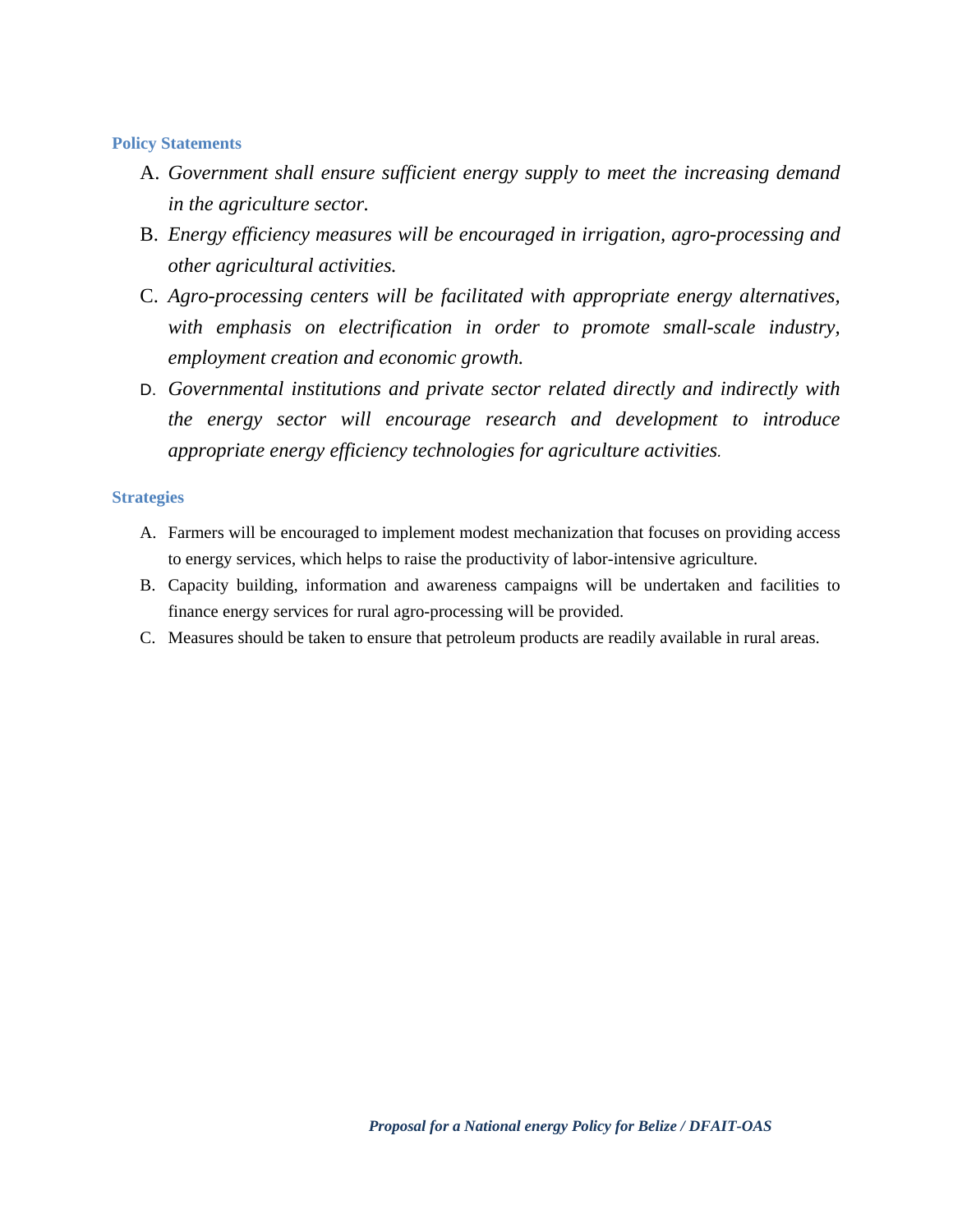### Policy Statements

A. *Government shall ensure sufficient energy supply to meet the increasing demand in the agriculture sector.*

B. *Energy efficiency measures will be encouraged in irrigation, agro-processing and other agricultural activities.*

C. *Agro-processing centers will be facilitated with appropriate energy alternatives, with emphasis on electrification in order to promote small-scale industry, employment creation and economic growth.*

D. *Governmental institutions and private sector related directly and indirectly with the energy sector will encourage research and development to introduce appropriate energy efficiency technologies for agriculture activities.*

### Strategies

A. Farmers will be encouraged to implement modest mechanization that focuses on providing access to energy services, which helps to raise the productivity of labor-intensive agriculture.

B. Capacity building, information and awareness campaigns will be undertaken and facilities to finance energy services for rural agro-processing will be provided.

C. Measures should be taken to ensure that petroleum products are readily available in rural areas.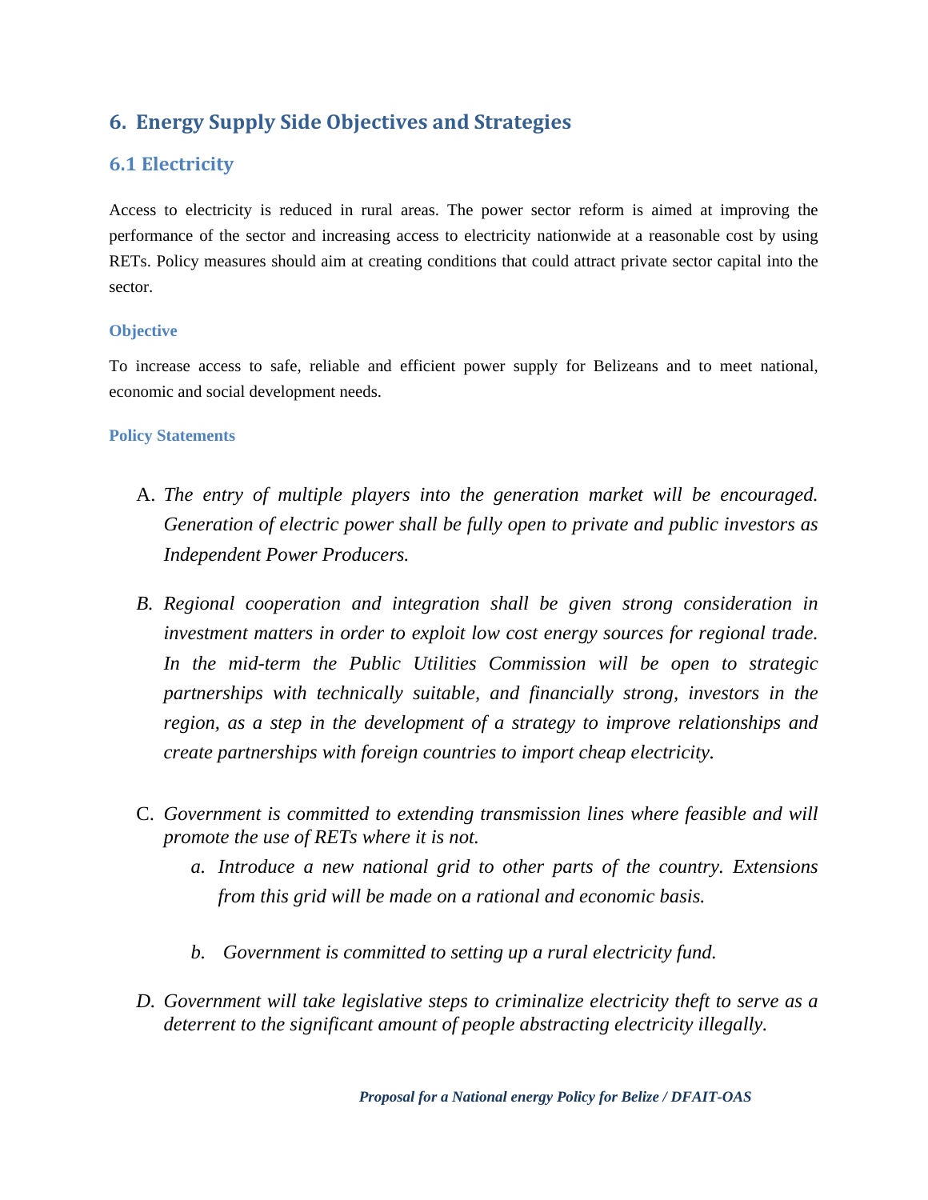## 6. Energy Supply Side Objectives and Strategies

### 6.1 Electricity

Access to electricity is reduced in rural areas. The power sector reform is aimed at improving the performance of the sector and increasing access to electricity nationwide at a reasonable cost by using RETs. Policy measures should aim at creating conditions that could attract private sector capital into the sector.

#### Objective

To increase access to safe, reliable and efficient power supply for Belizeans and to meet national, economic and social development needs.

#### Policy Statements

A. *The entry of multiple players into the generation market will be encouraged. Generation of electric power shall be fully open to private and public investors as Independent Power Producers.*

B. *Regional cooperation and integration shall be given strong consideration in investment matters in order to exploit low cost energy sources for regional trade. In the mid-term the Public Utilities Commission will be open to strategic partnerships with technically suitable, and financially strong, investors in the region, as a step in the development of a strategy to improve relationships and create partnerships with foreign countries to import cheap electricity.*

C. *Government is committed to extending transmission lines where feasible and will promote the use of RETs where it is not.*

   a. *Introduce a new national grid to other parts of the country. Extensions from this grid will be made on a rational and economic basis.*

   b. *Government is committed to setting up a rural electricity fund.*

D. *Government will take legislative steps to criminalize electricity theft to serve as a deterrent to the significant amount of people abstracting electricity illegally.*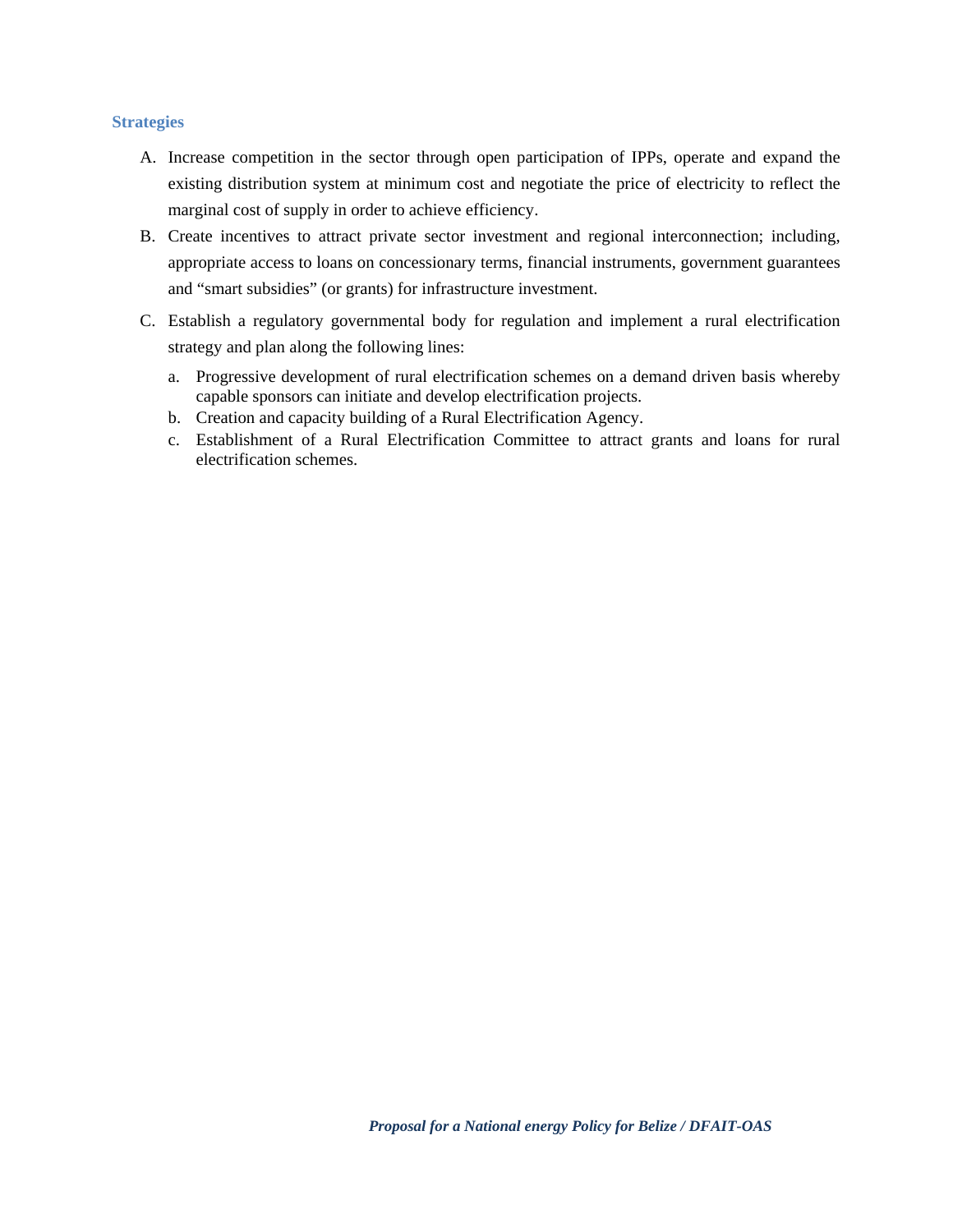### Strategies

A. Increase competition in the sector through open participation of IPPs, operate and expand the existing distribution system at minimum cost and negotiate the price of electricity to reflect the marginal cost of supply in order to achieve efficiency.

B. Create incentives to attract private sector investment and regional interconnection; including, appropriate access to loans on concessionary terms, financial instruments, government guarantees and "smart subsidies" (or grants) for infrastructure investment.

C. Establish a regulatory governmental body for regulation and implement a rural electrification strategy and plan along the following lines:

   a. Progressive development of rural electrification schemes on a demand driven basis whereby capable sponsors can initiate and develop electrification projects.
   b. Creation and capacity building of a Rural Electrification Agency.
   c. Establishment of a Rural Electrification Committee to attract grants and loans for rural electrification schemes.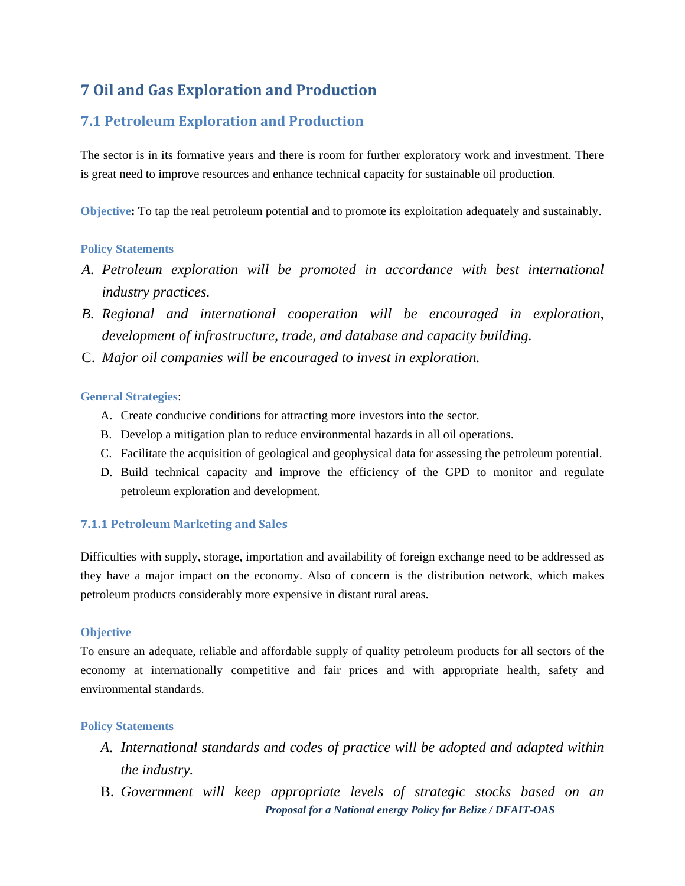# 7 Oil and Gas Exploration and Production

## 7.1 Petroleum Exploration and Production

The sector is in its formative years and there is room for further exploratory work and investment. There is great need to improve resources and enhance technical capacity for sustainable oil production.

**Objective:** To tap the real petroleum potential and to promote its exploitation adequately and sustainably.

**Policy Statements**

A. *Petroleum exploration will be promoted in accordance with best international industry practices.*
B. *Regional and international cooperation will be encouraged in exploration, development of infrastructure, trade, and database and capacity building.*
C. *Major oil companies will be encouraged to invest in exploration.*

**General Strategies**:

A. Create conducive conditions for attracting more investors into the sector.
B. Develop a mitigation plan to reduce environmental hazards in all oil operations.
C. Facilitate the acquisition of geological and geophysical data for assessing the petroleum potential.
D. Build technical capacity and improve the efficiency of the GPD to monitor and regulate petroleum exploration and development.

### 7.1.1 Petroleum Marketing and Sales

Difficulties with supply, storage, importation and availability of foreign exchange need to be addressed as they have a major impact on the economy. Also of concern is the distribution network, which makes petroleum products considerably more expensive in distant rural areas.

**Objective**

To ensure an adequate, reliable and affordable supply of quality petroleum products for all sectors of the economy at internationally competitive and fair prices and with appropriate health, safety and environmental standards.

**Policy Statements**

A. *International standards and codes of practice will be adopted and adapted within the industry.*
B. *Government will keep appropriate levels of strategic stocks based on an*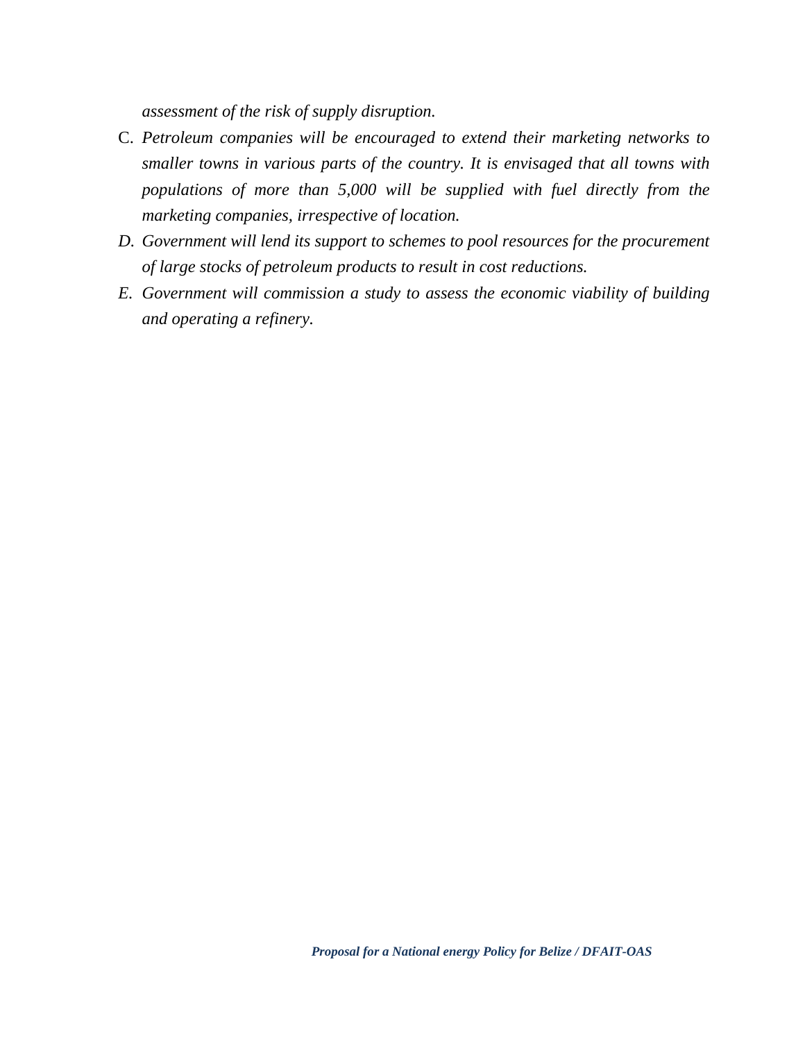*assessment of the risk of supply disruption.*

C. *Petroleum companies will be encouraged to extend their marketing networks to smaller towns in various parts of the country. It is envisaged that all towns with populations of more than 5,000 will be supplied with fuel directly from the marketing companies, irrespective of location.*

*D. Government will lend its support to schemes to pool resources for the procurement of large stocks of petroleum products to result in cost reductions.*

*E. Government will commission a study to assess the economic viability of building and operating a refinery.*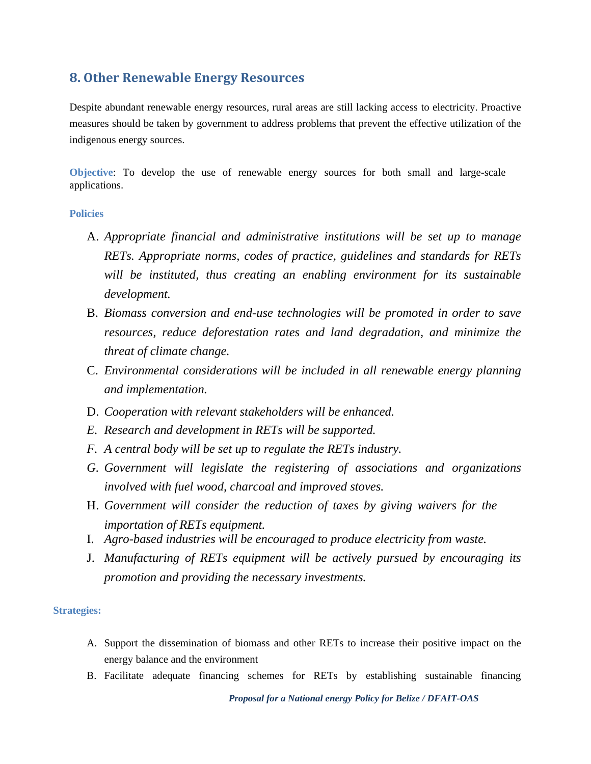## 8. Other Renewable Energy Resources

Despite abundant renewable energy resources, rural areas are still lacking access to electricity. Proactive measures should be taken by government to address problems that prevent the effective utilization of the indigenous energy sources.

**Objective**: To develop the use of renewable energy sources for both small and large-scale applications.

**Policies**

A. *Appropriate financial and administrative institutions will be set up to manage RETs. Appropriate norms, codes of practice, guidelines and standards for RETs will be instituted, thus creating an enabling environment for its sustainable development.*
B. *Biomass conversion and end-use technologies will be promoted in order to save resources, reduce deforestation rates and land degradation, and minimize the threat of climate change.*
C. *Environmental considerations will be included in all renewable energy planning and implementation.*
D. *Cooperation with relevant stakeholders will be enhanced.*
E. *Research and development in RETs will be supported.*
F. *A central body will be set up to regulate the RETs industry.*
G. *Government will legislate the registering of associations and organizations involved with fuel wood, charcoal and improved stoves.*
H. *Government will consider the reduction of taxes by giving waivers for the importation of RETs equipment.*
I. *Agro-based industries will be encouraged to produce electricity from waste.*
J. *Manufacturing of RETs equipment will be actively pursued by encouraging its promotion and providing the necessary investments.*

**Strategies:**

A. Support the dissemination of biomass and other RETs to increase their positive impact on the energy balance and the environment
B. Facilitate adequate financing schemes for RETs by establishing sustainable financing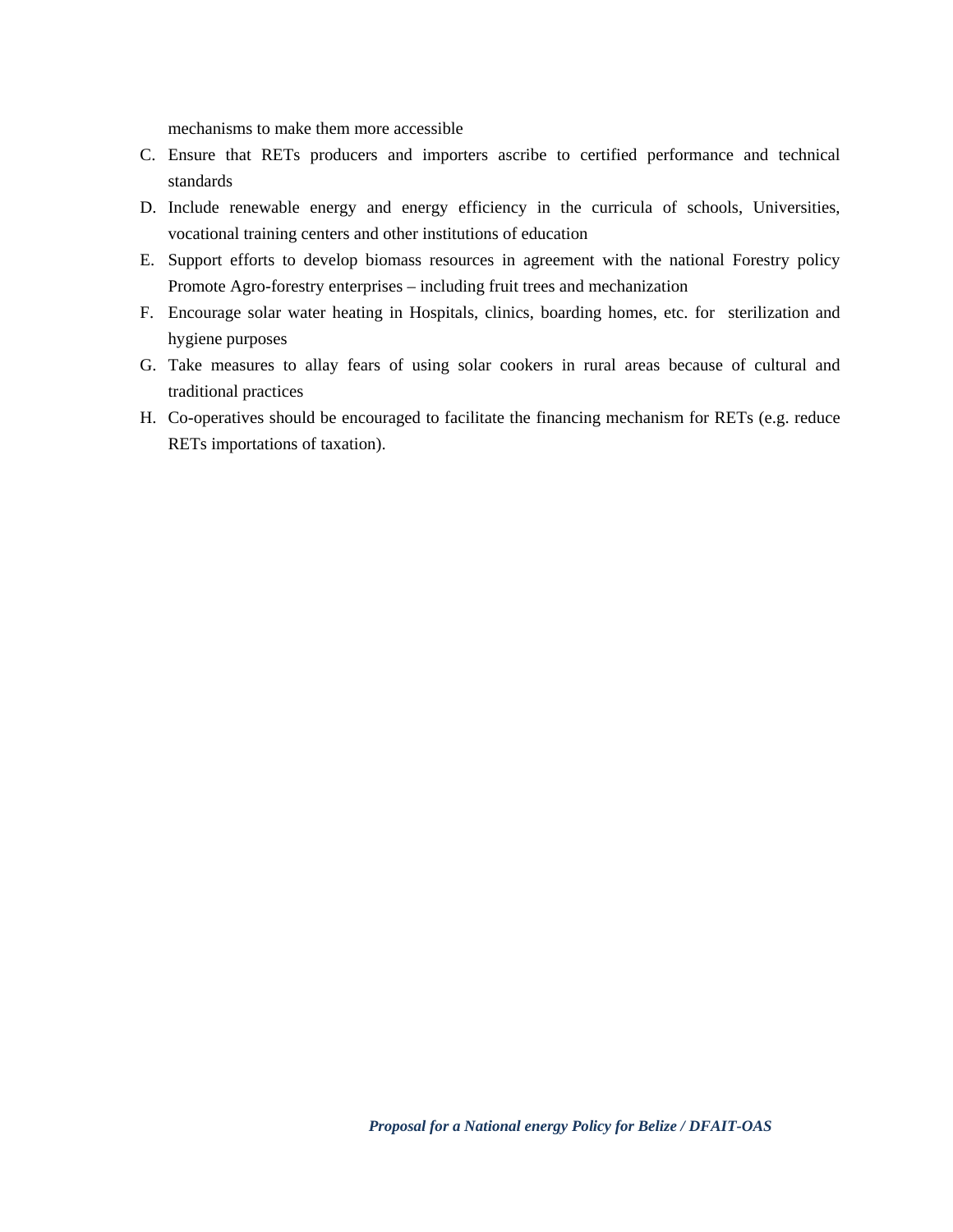mechanisms to make them more accessible

C. Ensure that RETs producers and importers ascribe to certified performance and technical standards
D. Include renewable energy and energy efficiency in the curricula of schools, Universities, vocational training centers and other institutions of education
E. Support efforts to develop biomass resources in agreement with the national Forestry policy Promote Agro-forestry enterprises – including fruit trees and mechanization
F. Encourage solar water heating in Hospitals, clinics, boarding homes, etc. for sterilization and hygiene purposes
G. Take measures to allay fears of using solar cookers in rural areas because of cultural and traditional practices
H. Co-operatives should be encouraged to facilitate the financing mechanism for RETs (e.g. reduce RETs importations of taxation).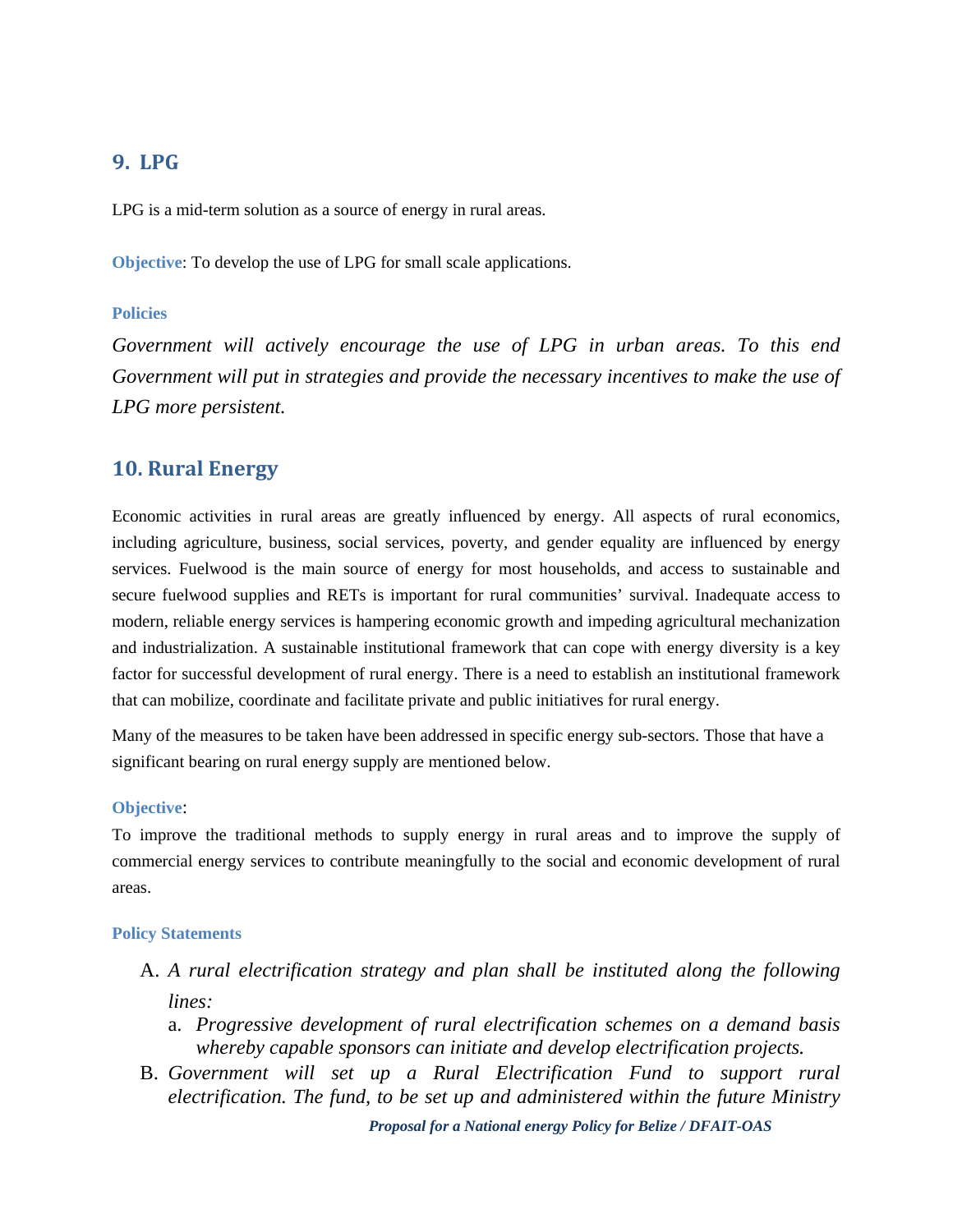## 9. LPG

LPG is a mid-term solution as a source of energy in rural areas.

**Objective**: To develop the use of LPG for small scale applications.

**Policies**

*Government will actively encourage the use of LPG in urban areas. To this end Government will put in strategies and provide the necessary incentives to make the use of LPG more persistent.*

## 10. Rural Energy

Economic activities in rural areas are greatly influenced by energy. All aspects of rural economics, including agriculture, business, social services, poverty, and gender equality are influenced by energy services. Fuelwood is the main source of energy for most households, and access to sustainable and secure fuelwood supplies and RETs is important for rural communities' survival. Inadequate access to modern, reliable energy services is hampering economic growth and impeding agricultural mechanization and industrialization. A sustainable institutional framework that can cope with energy diversity is a key factor for successful development of rural energy. There is a need to establish an institutional framework that can mobilize, coordinate and facilitate private and public initiatives for rural energy.

Many of the measures to be taken have been addressed in specific energy sub-sectors. Those that have a significant bearing on rural energy supply are mentioned below.

**Objective**:

To improve the traditional methods to supply energy in rural areas and to improve the supply of commercial energy services to contribute meaningfully to the social and economic development of rural areas.

**Policy Statements**

A. *A rural electrification strategy and plan shall be instituted along the following lines:*
   a. *Progressive development of rural electrification schemes on a demand basis whereby capable sponsors can initiate and develop electrification projects.*

B. *Government will set up a Rural Electrification Fund to support rural electrification. The fund, to be set up and administered within the future Ministry*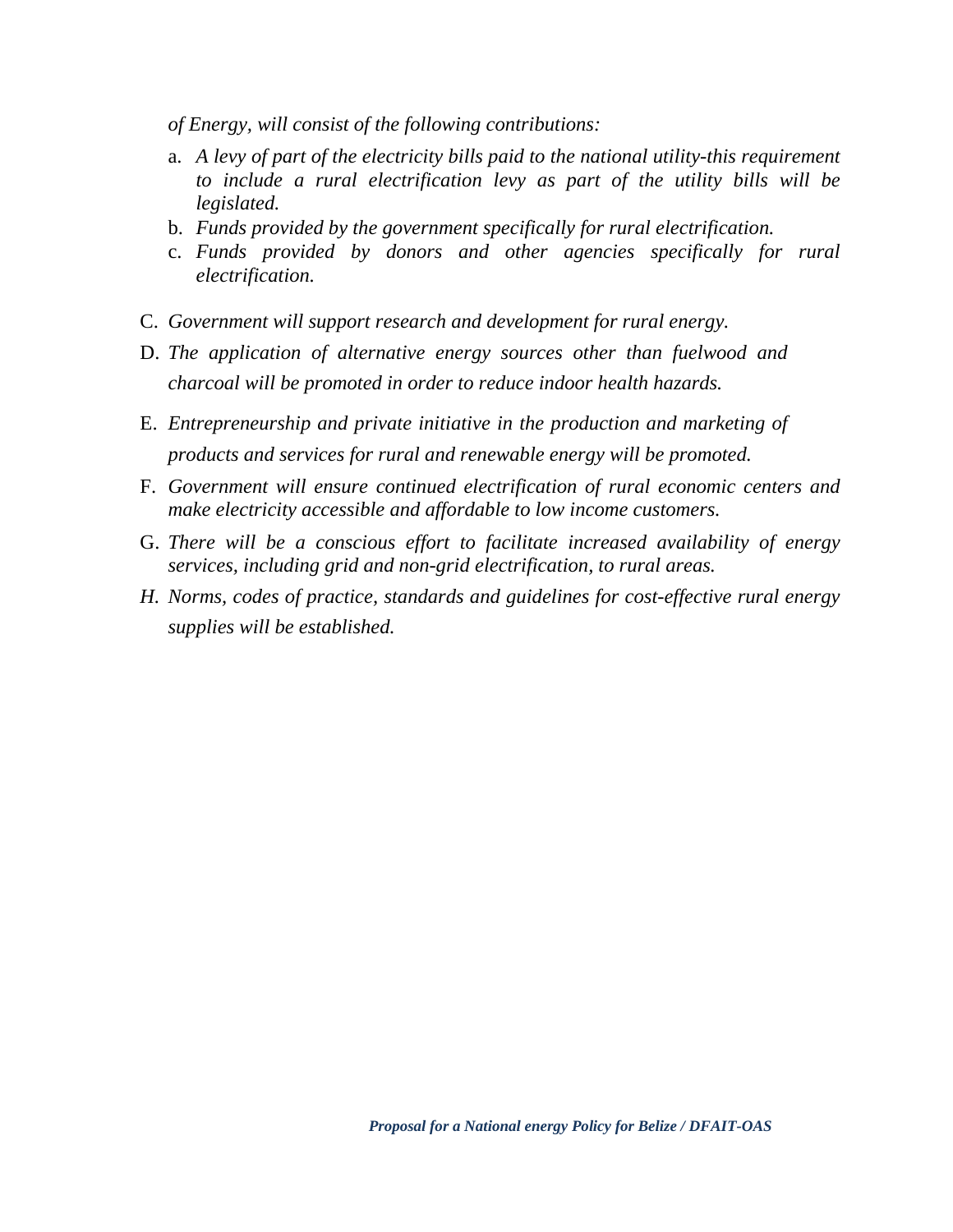*of Energy, will consist of the following contributions:*

a. *A levy of part of the electricity bills paid to the national utility-this requirement to include a rural electrification levy as part of the utility bills will be legislated.*
b. *Funds provided by the government specifically for rural electrification.*
c. *Funds provided by donors and other agencies specifically for rural electrification.*

C. *Government will support research and development for rural energy.*

D. *The application of alternative energy sources other than fuelwood and charcoal will be promoted in order to reduce indoor health hazards.*

E. *Entrepreneurship and private initiative in the production and marketing of products and services for rural and renewable energy will be promoted.*

F. *Government will ensure continued electrification of rural economic centers and make electricity accessible and affordable to low income customers.*

G. *There will be a conscious effort to facilitate increased availability of energy services, including grid and non-grid electrification, to rural areas.*

*H. Norms, codes of practice, standards and guidelines for cost-effective rural energy supplies will be established.*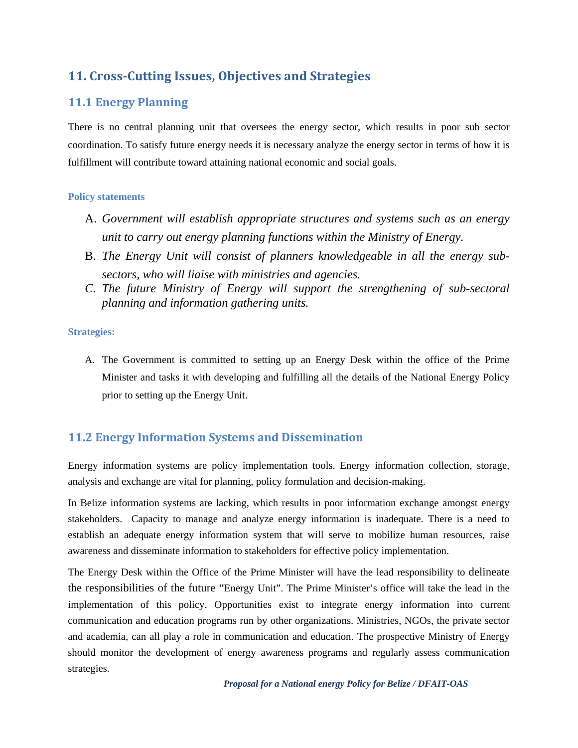## 11. Cross-Cutting Issues, Objectives and Strategies

### 11.1 Energy Planning

There is no central planning unit that oversees the energy sector, which results in poor sub sector coordination. To satisfy future energy needs it is necessary analyze the energy sector in terms of how it is fulfillment will contribute toward attaining national economic and social goals.

**Policy statements**

A. *Government will establish appropriate structures and systems such as an energy unit to carry out energy planning functions within the Ministry of Energy.*
B. *The Energy Unit will consist of planners knowledgeable in all the energy sub-sectors, who will liaise with ministries and agencies.*
C. *The future Ministry of Energy will support the strengthening of sub-sectoral planning and information gathering units.*

**Strategies:**

A. The Government is committed to setting up an Energy Desk within the office of the Prime Minister and tasks it with developing and fulfilling all the details of the National Energy Policy prior to setting up the Energy Unit.

### 11.2 Energy Information Systems and Dissemination

Energy information systems are policy implementation tools. Energy information collection, storage, analysis and exchange are vital for planning, policy formulation and decision-making.

In Belize information systems are lacking, which results in poor information exchange amongst energy stakeholders. Capacity to manage and analyze energy information is inadequate. There is a need to establish an adequate energy information system that will serve to mobilize human resources, raise awareness and disseminate information to stakeholders for effective policy implementation.

The Energy Desk within the Office of the Prime Minister will have the lead responsibility to delineate the responsibilities of the future "Energy Unit". The Prime Minister's office will take the lead in the implementation of this policy. Opportunities exist to integrate energy information into current communication and education programs run by other organizations. Ministries, NGOs, the private sector and academia, can all play a role in communication and education. The prospective Ministry of Energy should monitor the development of energy awareness programs and regularly assess communication strategies.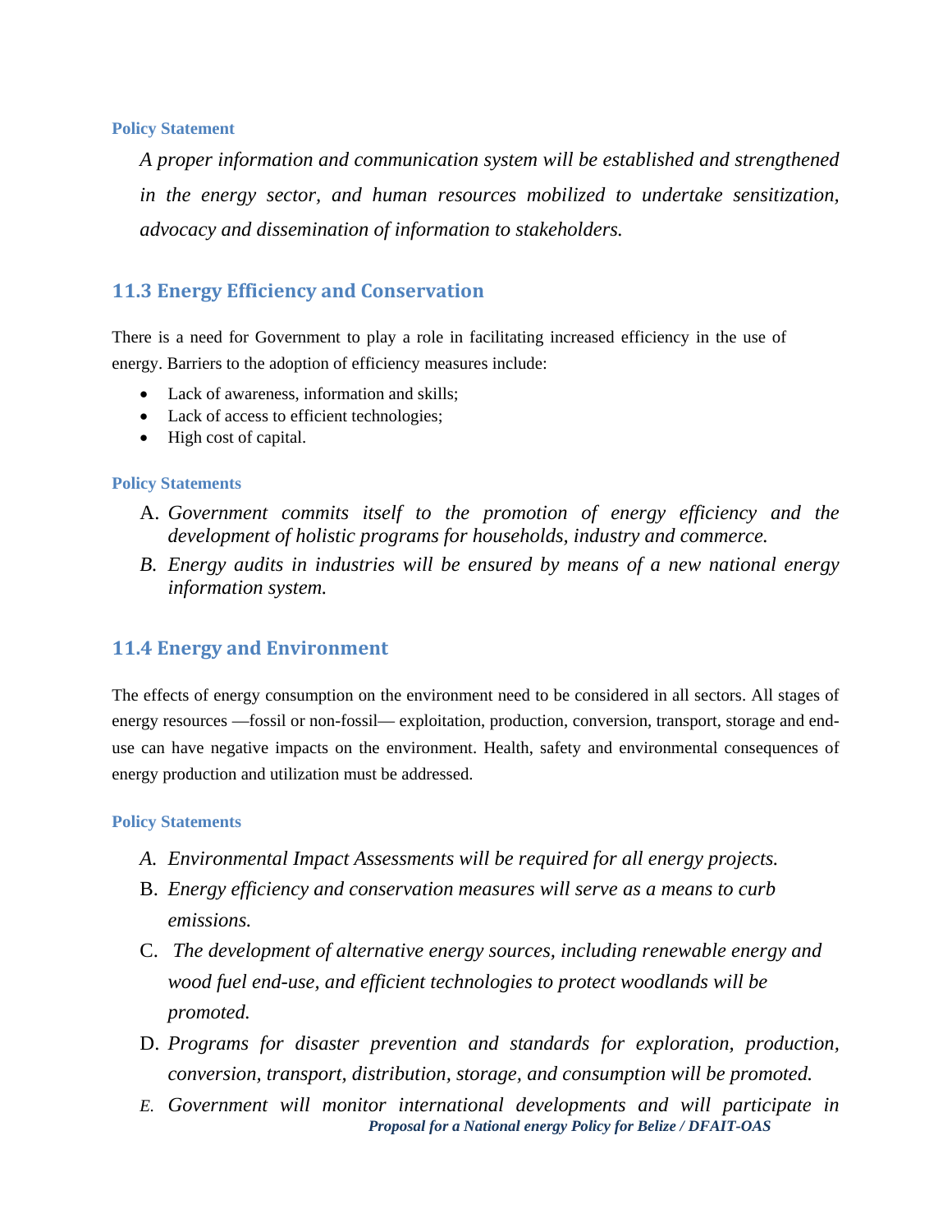#### Policy Statement

*A proper information and communication system will be established and strengthened in the energy sector, and human resources mobilized to undertake sensitization, advocacy and dissemination of information to stakeholders.*

### 11.3 Energy Efficiency and Conservation

There is a need for Government to play a role in facilitating increased efficiency in the use of energy. Barriers to the adoption of efficiency measures include:

- Lack of awareness, information and skills;
- Lack of access to efficient technologies;
- High cost of capital.

#### Policy Statements

A. *Government commits itself to the promotion of energy efficiency and the development of holistic programs for households, industry and commerce.*

B. *Energy audits in industries will be ensured by means of a new national energy information system.*

### 11.4 Energy and Environment

The effects of energy consumption on the environment need to be considered in all sectors. All stages of energy resources —fossil or non-fossil— exploitation, production, conversion, transport, storage and end-use can have negative impacts on the environment. Health, safety and environmental consequences of energy production and utilization must be addressed.

#### Policy Statements

A. *Environmental Impact Assessments will be required for all energy projects.*

B. *Energy efficiency and conservation measures will serve as a means to curb emissions.*

C. *The development of alternative energy sources, including renewable energy and wood fuel end-use, and efficient technologies to protect woodlands will be promoted.*

D. *Programs for disaster prevention and standards for exploration, production, conversion, transport, distribution, storage, and consumption will be promoted.*

E. *Government will monitor international developments and will participate in*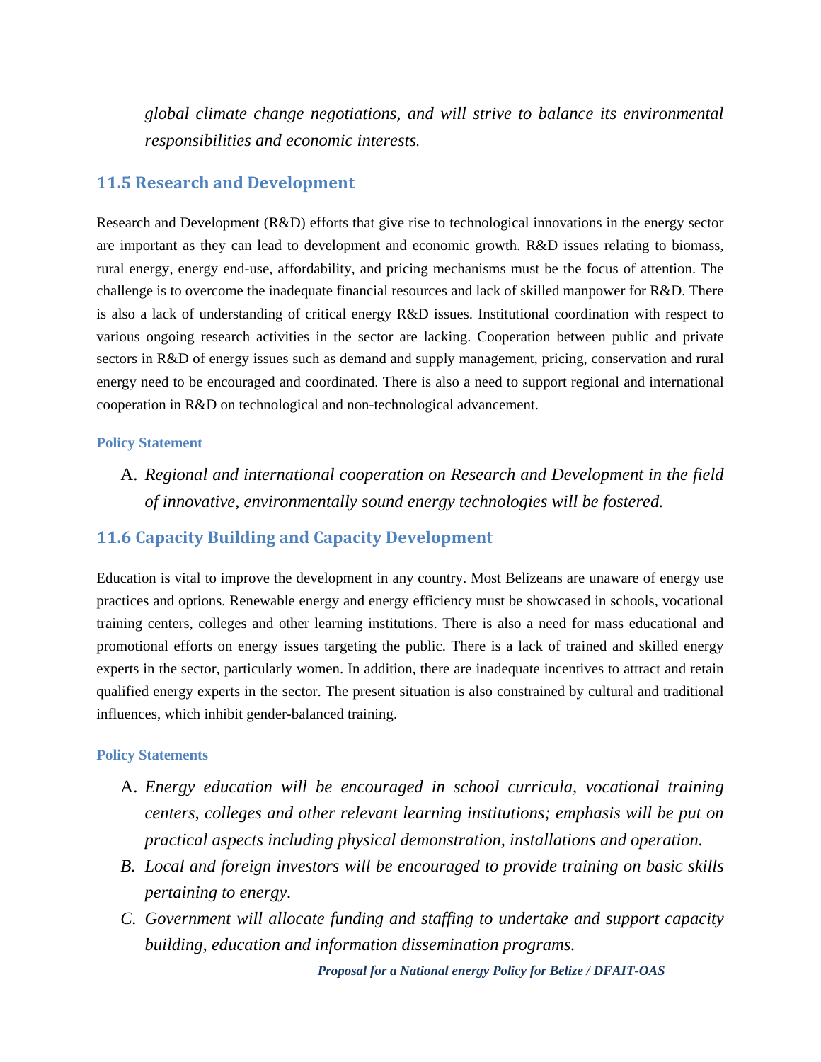*global climate change negotiations, and will strive to balance its environmental responsibilities and economic interests.*

## 11.5 Research and Development

Research and Development (R&D) efforts that give rise to technological innovations in the energy sector are important as they can lead to development and economic growth. R&D issues relating to biomass, rural energy, energy end-use, affordability, and pricing mechanisms must be the focus of attention. The challenge is to overcome the inadequate financial resources and lack of skilled manpower for R&D. There is also a lack of understanding of critical energy R&D issues. Institutional coordination with respect to various ongoing research activities in the sector are lacking. Cooperation between public and private sectors in R&D of energy issues such as demand and supply management, pricing, conservation and rural energy need to be encouraged and coordinated. There is also a need to support regional and international cooperation in R&D on technological and non-technological advancement.

#### Policy Statement

A. *Regional and international cooperation on Research and Development in the field of innovative, environmentally sound energy technologies will be fostered.*

## 11.6 Capacity Building and Capacity Development

Education is vital to improve the development in any country. Most Belizeans are unaware of energy use practices and options. Renewable energy and energy efficiency must be showcased in schools, vocational training centers, colleges and other learning institutions. There is also a need for mass educational and promotional efforts on energy issues targeting the public. There is a lack of trained and skilled energy experts in the sector, particularly women. In addition, there are inadequate incentives to attract and retain qualified energy experts in the sector. The present situation is also constrained by cultural and traditional influences, which inhibit gender-balanced training.

#### Policy Statements

A. *Energy education will be encouraged in school curricula, vocational training centers, colleges and other relevant learning institutions; emphasis will be put on practical aspects including physical demonstration, installations and operation.*

B. *Local and foreign investors will be encouraged to provide training on basic skills pertaining to energy.*

C. *Government will allocate funding and staffing to undertake and support capacity building, education and information dissemination programs.*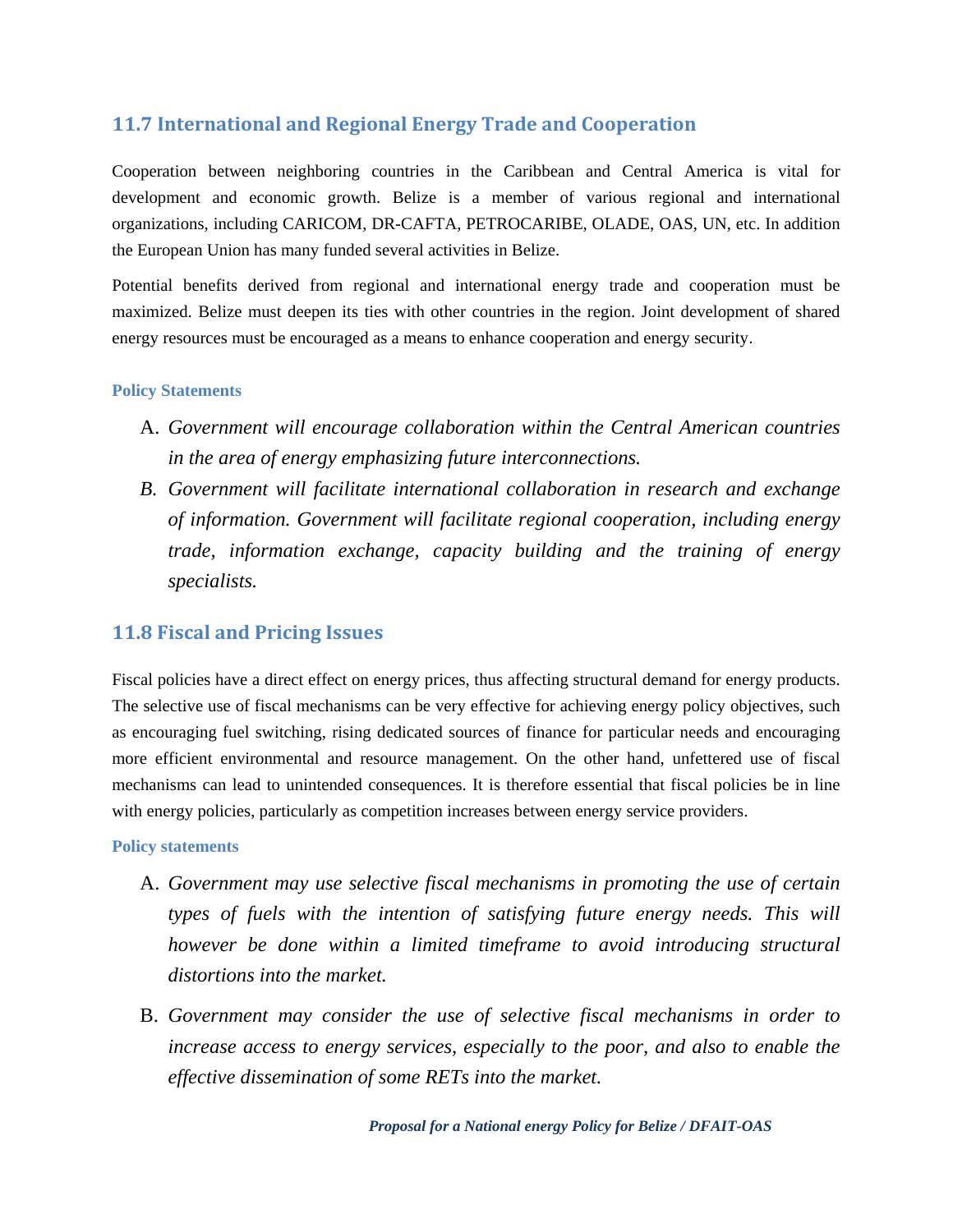## 11.7 International and Regional Energy Trade and Cooperation

Cooperation between neighboring countries in the Caribbean and Central America is vital for development and economic growth. Belize is a member of various regional and international organizations, including CARICOM, DR-CAFTA, PETROCARIBE, OLADE, OAS, UN, etc. In addition the European Union has many funded several activities in Belize.

Potential benefits derived from regional and international energy trade and cooperation must be maximized. Belize must deepen its ties with other countries in the region. Joint development of shared energy resources must be encouraged as a means to enhance cooperation and energy security.

#### Policy Statements

A. *Government will encourage collaboration within the Central American countries in the area of energy emphasizing future interconnections.*

B. *Government will facilitate international collaboration in research and exchange of information. Government will facilitate regional cooperation, including energy trade, information exchange, capacity building and the training of energy specialists.*

## 11.8 Fiscal and Pricing Issues

Fiscal policies have a direct effect on energy prices, thus affecting structural demand for energy products. The selective use of fiscal mechanisms can be very effective for achieving energy policy objectives, such as encouraging fuel switching, rising dedicated sources of finance for particular needs and encouraging more efficient environmental and resource management. On the other hand, unfettered use of fiscal mechanisms can lead to unintended consequences. It is therefore essential that fiscal policies be in line with energy policies, particularly as competition increases between energy service providers.

#### Policy statements

A. *Government may use selective fiscal mechanisms in promoting the use of certain types of fuels with the intention of satisfying future energy needs. This will however be done within a limited timeframe to avoid introducing structural distortions into the market.*

B. *Government may consider the use of selective fiscal mechanisms in order to increase access to energy services, especially to the poor, and also to enable the effective dissemination of some RETs into the market.*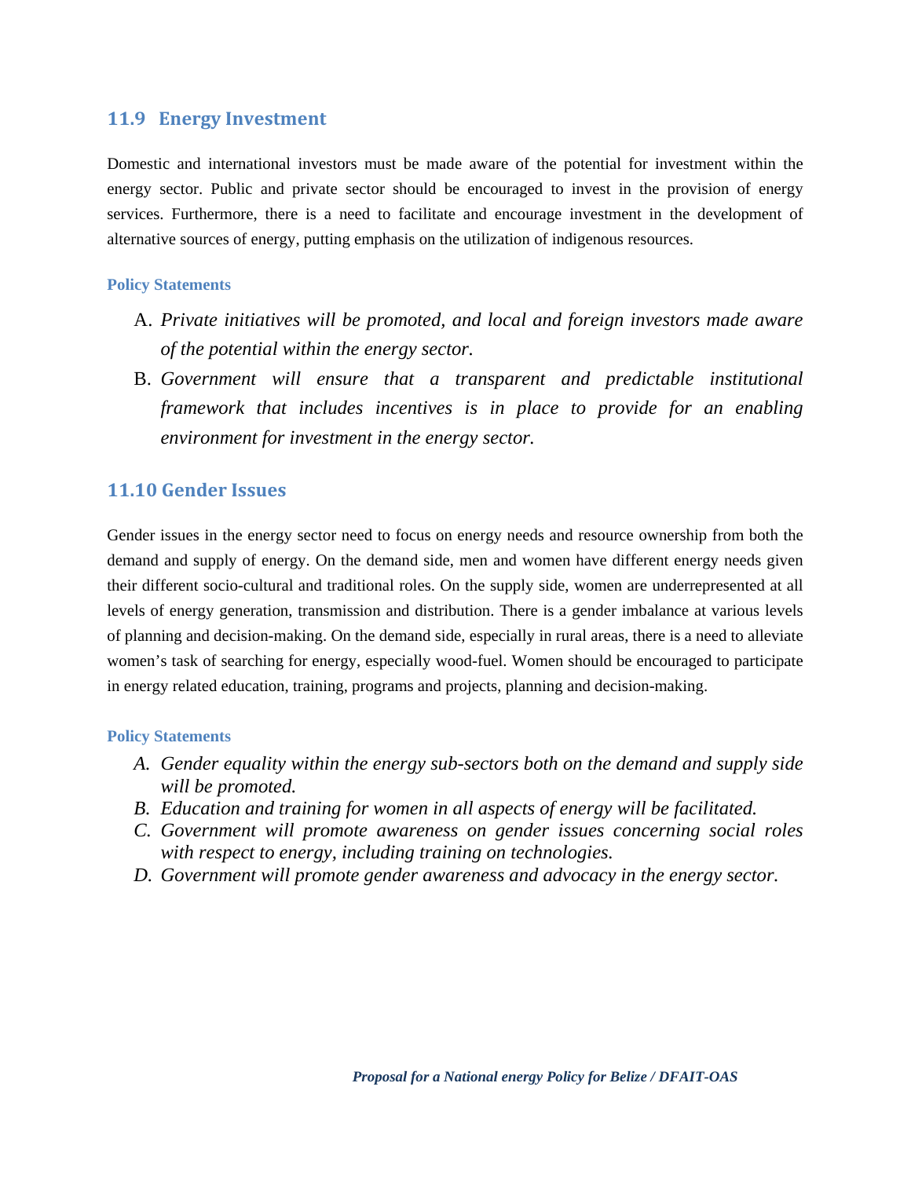## 11.9 Energy Investment

Domestic and international investors must be made aware of the potential for investment within the energy sector. Public and private sector should be encouraged to invest in the provision of energy services. Furthermore, there is a need to facilitate and encourage investment in the development of alternative sources of energy, putting emphasis on the utilization of indigenous resources.

### Policy Statements

A. *Private initiatives will be promoted, and local and foreign investors made aware of the potential within the energy sector.*
B. *Government will ensure that a transparent and predictable institutional framework that includes incentives is in place to provide for an enabling environment for investment in the energy sector.*

## 11.10 Gender Issues

Gender issues in the energy sector need to focus on energy needs and resource ownership from both the demand and supply of energy. On the demand side, men and women have different energy needs given their different socio-cultural and traditional roles. On the supply side, women are underrepresented at all levels of energy generation, transmission and distribution. There is a gender imbalance at various levels of planning and decision-making. On the demand side, especially in rural areas, there is a need to alleviate women's task of searching for energy, especially wood-fuel. Women should be encouraged to participate in energy related education, training, programs and projects, planning and decision-making.

### Policy Statements

*A. Gender equality within the energy sub-sectors both on the demand and supply side will be promoted.*
*B. Education and training for women in all aspects of energy will be facilitated.*
*C. Government will promote awareness on gender issues concerning social roles with respect to energy, including training on technologies.*
*D. Government will promote gender awareness and advocacy in the energy sector.*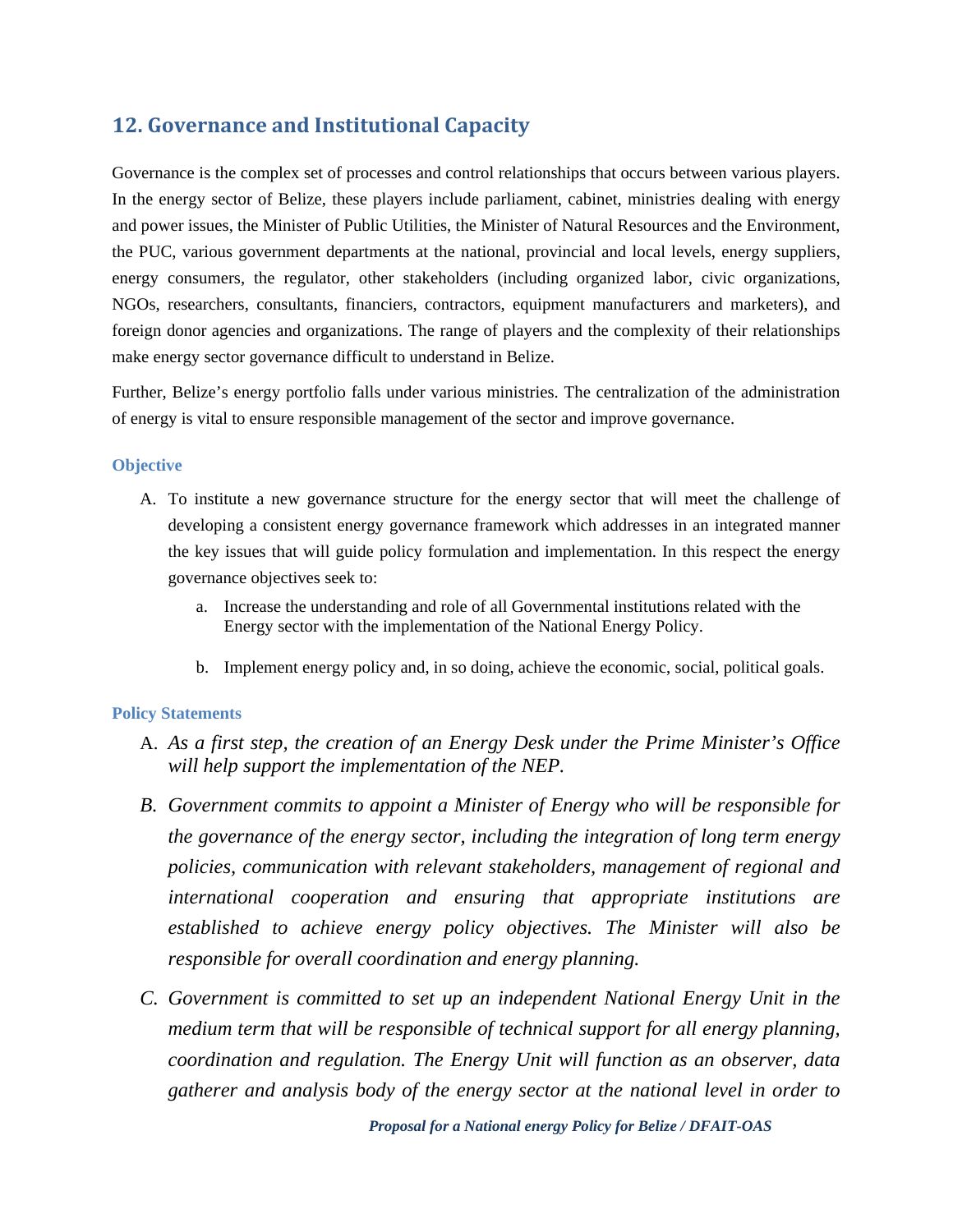## 12. Governance and Institutional Capacity

Governance is the complex set of processes and control relationships that occurs between various players. In the energy sector of Belize, these players include parliament, cabinet, ministries dealing with energy and power issues, the Minister of Public Utilities, the Minister of Natural Resources and the Environment, the PUC, various government departments at the national, provincial and local levels, energy suppliers, energy consumers, the regulator, other stakeholders (including organized labor, civic organizations, NGOs, researchers, consultants, financiers, contractors, equipment manufacturers and marketers), and foreign donor agencies and organizations. The range of players and the complexity of their relationships make energy sector governance difficult to understand in Belize.

Further, Belize's energy portfolio falls under various ministries. The centralization of the administration of energy is vital to ensure responsible management of the sector and improve governance.

### Objective

A. To institute a new governance structure for the energy sector that will meet the challenge of developing a consistent energy governance framework which addresses in an integrated manner the key issues that will guide policy formulation and implementation. In this respect the energy governance objectives seek to:

   a. Increase the understanding and role of all Governmental institutions related with the Energy sector with the implementation of the National Energy Policy.

   b. Implement energy policy and, in so doing, achieve the economic, social, political goals.

### Policy Statements

A. *As a first step, the creation of an Energy Desk under the Prime Minister's Office will help support the implementation of the NEP.*

B. *Government commits to appoint a Minister of Energy who will be responsible for the governance of the energy sector, including the integration of long term energy policies, communication with relevant stakeholders, management of regional and international cooperation and ensuring that appropriate institutions are established to achieve energy policy objectives. The Minister will also be responsible for overall coordination and energy planning.*

C. *Government is committed to set up an independent National Energy Unit in the medium term that will be responsible of technical support for all energy planning, coordination and regulation. The Energy Unit will function as an observer, data gatherer and analysis body of the energy sector at the national level in order to*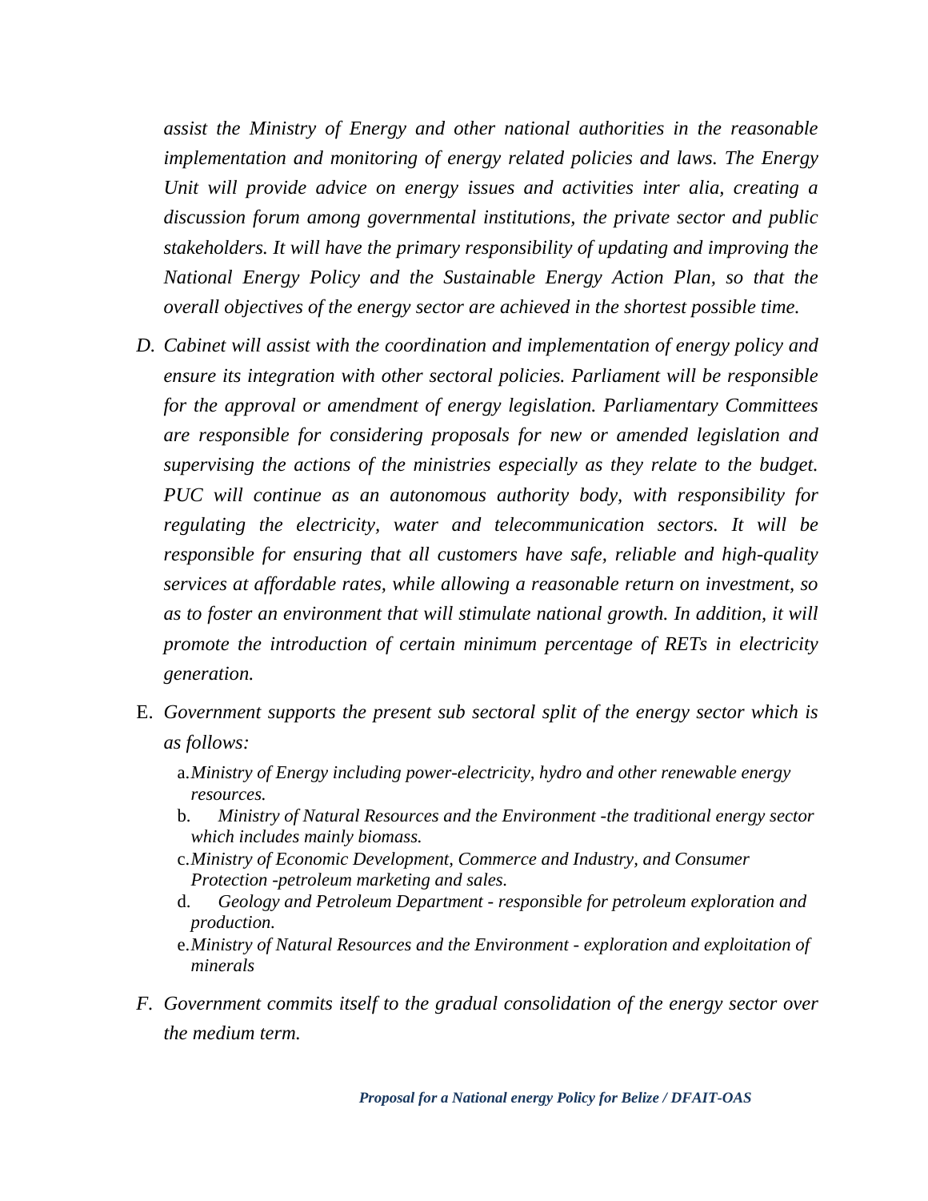*assist the Ministry of Energy and other national authorities in the reasonable implementation and monitoring of energy related policies and laws. The Energy Unit will provide advice on energy issues and activities inter alia, creating a discussion forum among governmental institutions, the private sector and public stakeholders. It will have the primary responsibility of updating and improving the National Energy Policy and the Sustainable Energy Action Plan, so that the overall objectives of the energy sector are achieved in the shortest possible time.*

D. *Cabinet will assist with the coordination and implementation of energy policy and ensure its integration with other sectoral policies. Parliament will be responsible for the approval or amendment of energy legislation. Parliamentary Committees are responsible for considering proposals for new or amended legislation and supervising the actions of the ministries especially as they relate to the budget. PUC will continue as an autonomous authority body, with responsibility for regulating the electricity, water and telecommunication sectors. It will be responsible for ensuring that all customers have safe, reliable and high-quality services at affordable rates, while allowing a reasonable return on investment, so as to foster an environment that will stimulate national growth. In addition, it will promote the introduction of certain minimum percentage of RETs in electricity generation.*

E. *Government supports the present sub sectoral split of the energy sector which is as follows:*

   a. *Ministry of Energy including power-electricity, hydro and other renewable energy resources.*
   b. *Ministry of Natural Resources and the Environment -the traditional energy sector which includes mainly biomass.*
   c. *Ministry of Economic Development, Commerce and Industry, and Consumer Protection -petroleum marketing and sales.*
   d. *Geology and Petroleum Department - responsible for petroleum exploration and production.*
   e. *Ministry of Natural Resources and the Environment - exploration and exploitation of minerals*

F. *Government commits itself to the gradual consolidation of the energy sector over the medium term.*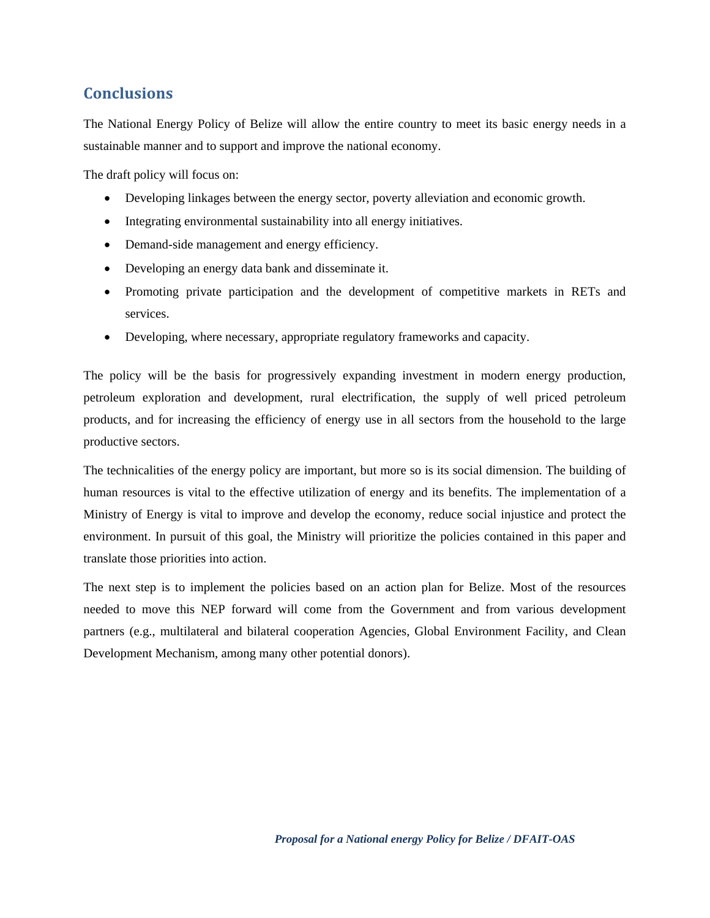## Conclusions

The National Energy Policy of Belize will allow the entire country to meet its basic energy needs in a sustainable manner and to support and improve the national economy.

The draft policy will focus on:

- Developing linkages between the energy sector, poverty alleviation and economic growth.
- Integrating environmental sustainability into all energy initiatives.
- Demand-side management and energy efficiency.
- Developing an energy data bank and disseminate it.
- Promoting private participation and the development of competitive markets in RETs and services.
- Developing, where necessary, appropriate regulatory frameworks and capacity.

The policy will be the basis for progressively expanding investment in modern energy production, petroleum exploration and development, rural electrification, the supply of well priced petroleum products, and for increasing the efficiency of energy use in all sectors from the household to the large productive sectors.

The technicalities of the energy policy are important, but more so is its social dimension. The building of human resources is vital to the effective utilization of energy and its benefits. The implementation of a Ministry of Energy is vital to improve and develop the economy, reduce social injustice and protect the environment. In pursuit of this goal, the Ministry will prioritize the policies contained in this paper and translate those priorities into action.

The next step is to implement the policies based on an action plan for Belize. Most of the resources needed to move this NEP forward will come from the Government and from various development partners (e.g., multilateral and bilateral cooperation Agencies, Global Environment Facility, and Clean Development Mechanism, among many other potential donors).